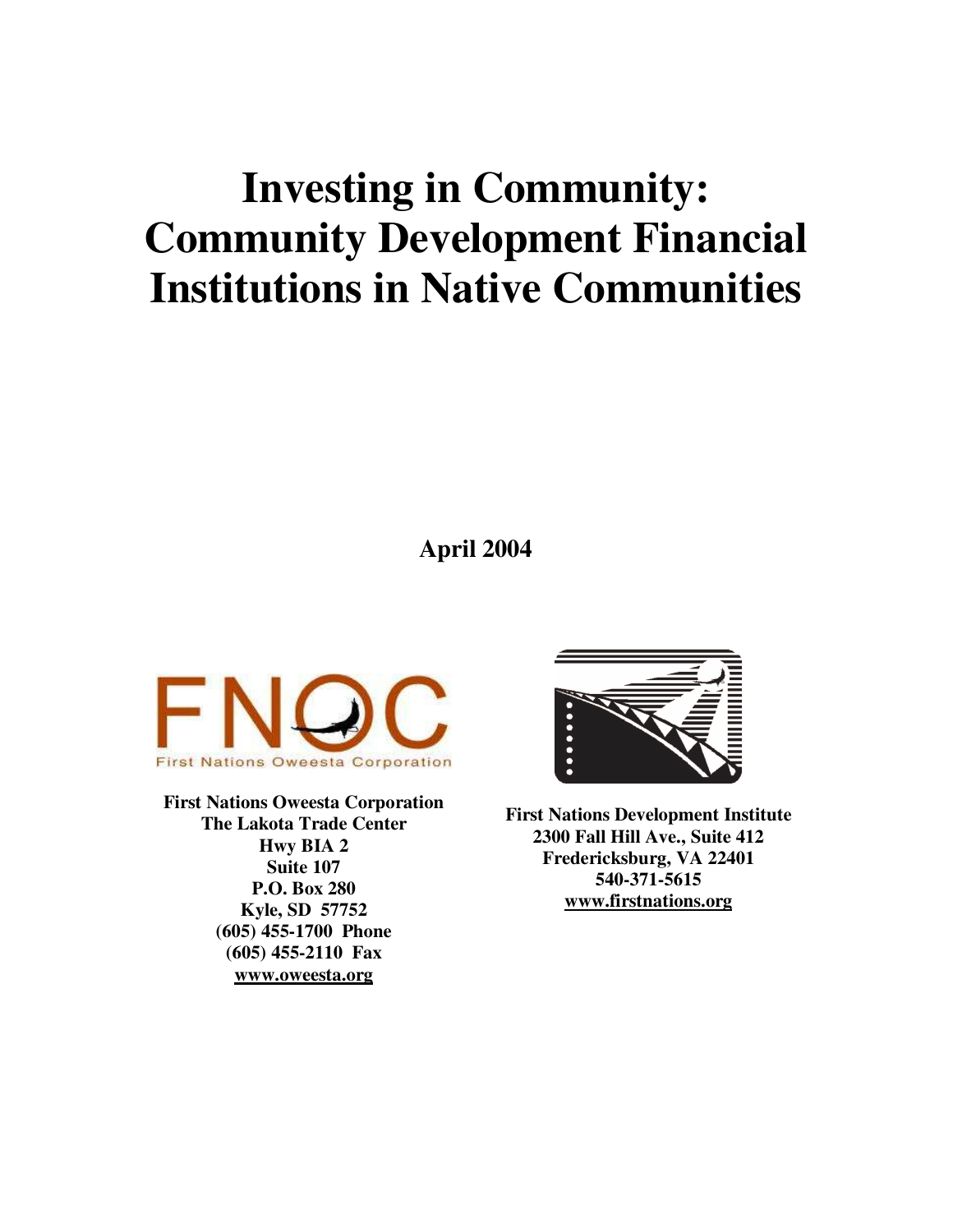# Investing in Community: Community Development Financial Institutions in Native Communities

**April 2004**

FNOC

First Nations Oweesta Corporation

**First Nations Oweesta Corporation**
**The Lakota Trade Center**
**Hwy BIA 2**
**Suite 107**
**P.O. Box 280**
**Kyle, SD 57752**
**(605) 455-1700 Phone**
**(605) 455-2110 Fax**
**www.oweesta.org**

**First Nations Development Institute**
**2300 Fall Hill Ave., Suite 412**
**Fredericksburg, VA 22401**
**540-371-5615**
**www.firstnations.org**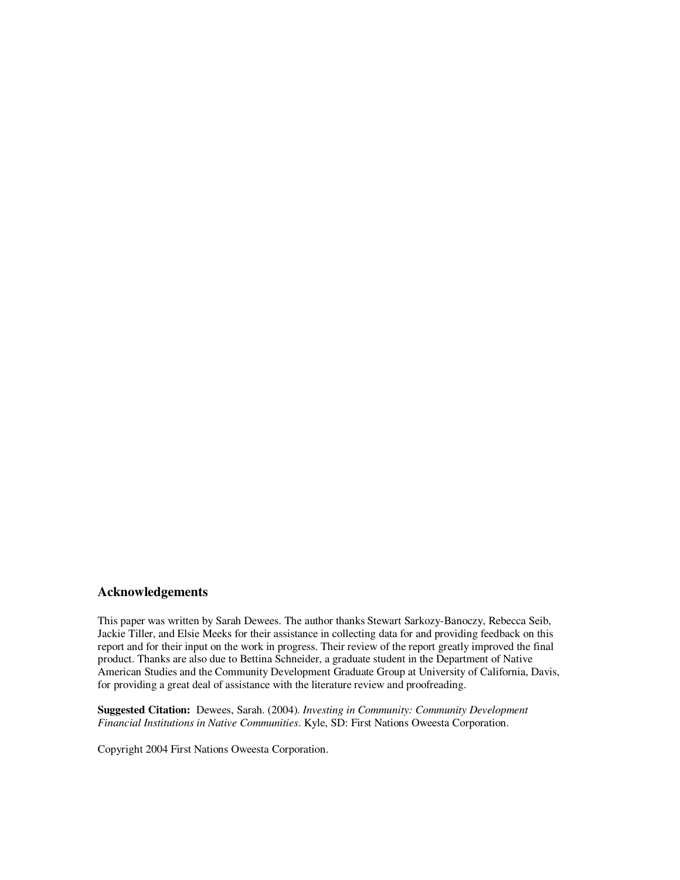## Acknowledgements

This paper was written by Sarah Dewees. The author thanks Stewart Sarkozy-Banoczy, Rebecca Seib, Jackie Tiller, and Elsie Meeks for their assistance in collecting data for and providing feedback on this report and for their input on the work in progress. Their review of the report greatly improved the final product. Thanks are also due to Bettina Schneider, a graduate student in the Department of Native American Studies and the Community Development Graduate Group at University of California, Davis, for providing a great deal of assistance with the literature review and proofreading.

**Suggested Citation:** Dewees, Sarah. (2004). *Investing in Community: Community Development Financial Institutions in Native Communities*. Kyle, SD: First Nations Oweesta Corporation.

Copyright 2004 First Nations Oweesta Corporation.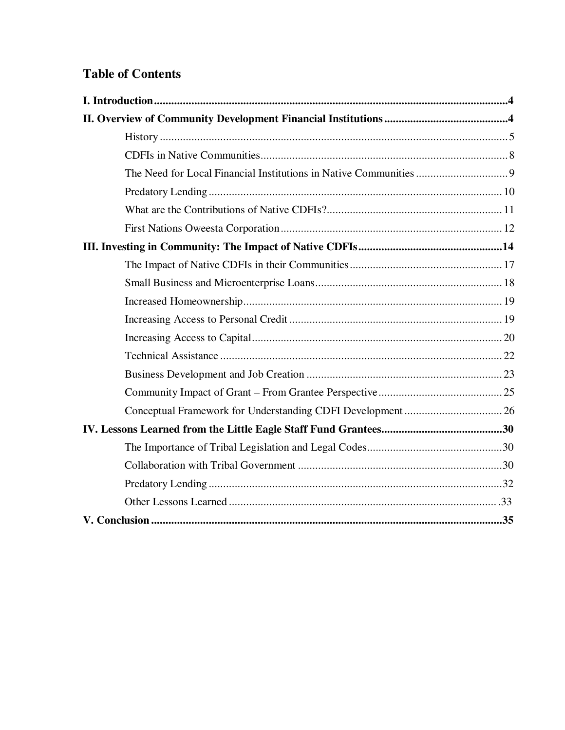## Table of Contents

**I. Introduction** ........................................................................................................ **4**

**II. Overview of Community Development Financial Institutions** .................................... **4**

- History ........................................................................................................ 5
- CDFIs in Native Communities ..................................................................... 8
- The Need for Local Financial Institutions in Native Communities ................ 9
- Predatory Lending ....................................................................................... 10
- What are the Contributions of Native CDFIs? ............................................. 11
- First Nations Oweesta Corporation ............................................................. 12

**III. Investing in Community: The Impact of Native CDFIs** ........................................... **14**

- The Impact of Native CDFIs in their Communities ...................................... 17
- Small Business and Microenterprise Loans ................................................. 18
- Increased Homeownership .......................................................................... 19
- Increasing Access to Personal Credit .......................................................... 19
- Increasing Access to Capital ....................................................................... 20
- Technical Assistance ................................................................................... 22
- Business Development and Job Creation .................................................... 23
- Community Impact of Grant – From Grantee Perspective ............................ 25
- Conceptual Framework for Understanding CDFI Development .................. 26

**IV. Lessons Learned from the Little Eagle Staff Fund Grantees** .................................. **30**

- The Importance of Tribal Legislation and Legal Codes ............................... 30
- Collaboration with Tribal Government ........................................................ 30
- Predatory Lending ....................................................................................... 32
- Other Lessons Learned ............................................................................... 33

**V. Conclusion** ........................................................................................................... **35**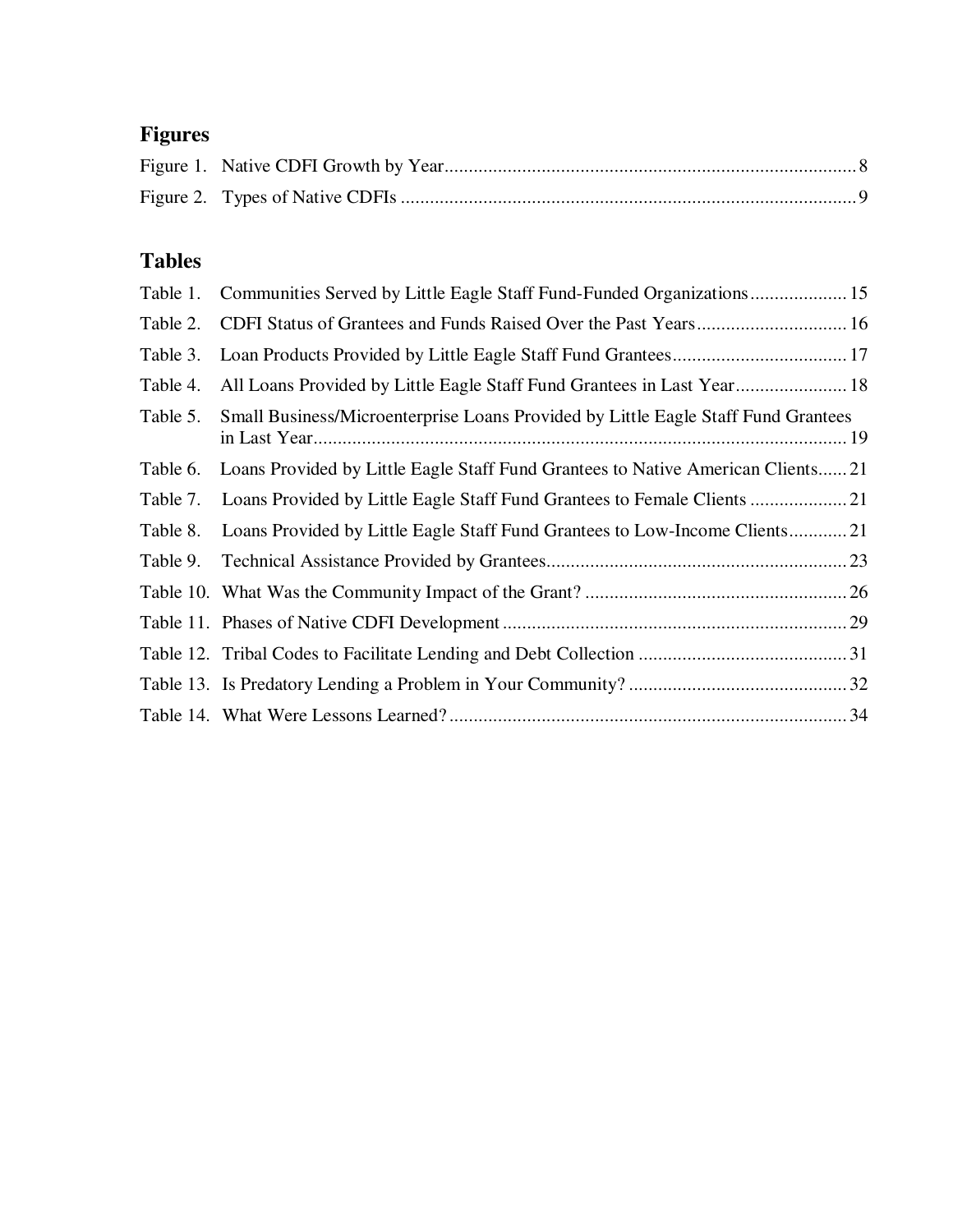## Figures

Figure 1. Native CDFI Growth by Year .................................................................................... 8

Figure 2. Types of Native CDFIs ............................................................................................. 9

## Tables

Table 1. Communities Served by Little Eagle Staff Fund-Funded Organizations .................... 15

Table 2. CDFI Status of Grantees and Funds Raised Over the Past Years ............................... 16

Table 3. Loan Products Provided by Little Eagle Staff Fund Grantees .................................... 17

Table 4. All Loans Provided by Little Eagle Staff Fund Grantees in Last Year ....................... 18

Table 5. Small Business/Microenterprise Loans Provided by Little Eagle Staff Fund Grantees in Last Year .............................................................................................................. 19

Table 6. Loans Provided by Little Eagle Staff Fund Grantees to Native American Clients ...... 21

Table 7. Loans Provided by Little Eagle Staff Fund Grantees to Female Clients .................... 21

Table 8. Loans Provided by Little Eagle Staff Fund Grantees to Low-Income Clients ............ 21

Table 9. Technical Assistance Provided by Grantees .............................................................. 23

Table 10. What Was the Community Impact of the Grant? ...................................................... 26

Table 11. Phases of Native CDFI Development ....................................................................... 29

Table 12. Tribal Codes to Facilitate Lending and Debt Collection ........................................... 31

Table 13. Is Predatory Lending a Problem in Your Community? ............................................ 32

Table 14. What Were Lessons Learned? .................................................................................. 34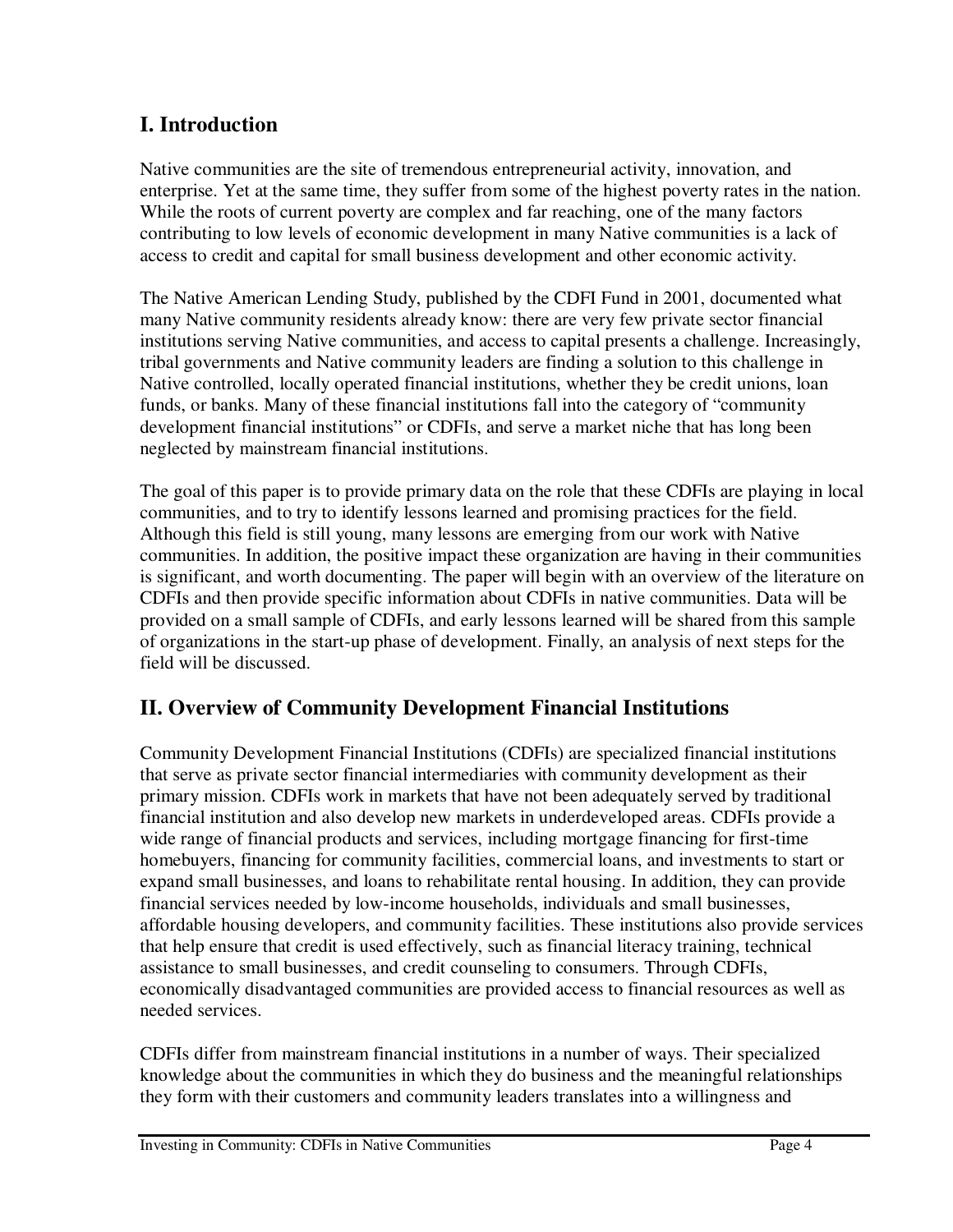## I. Introduction

Native communities are the site of tremendous entrepreneurial activity, innovation, and enterprise. Yet at the same time, they suffer from some of the highest poverty rates in the nation. While the roots of current poverty are complex and far reaching, one of the many factors contributing to low levels of economic development in many Native communities is a lack of access to credit and capital for small business development and other economic activity.

The Native American Lending Study, published by the CDFI Fund in 2001, documented what many Native community residents already know: there are very few private sector financial institutions serving Native communities, and access to capital presents a challenge. Increasingly, tribal governments and Native community leaders are finding a solution to this challenge in Native controlled, locally operated financial institutions, whether they be credit unions, loan funds, or banks. Many of these financial institutions fall into the category of "community development financial institutions" or CDFIs, and serve a market niche that has long been neglected by mainstream financial institutions.

The goal of this paper is to provide primary data on the role that these CDFIs are playing in local communities, and to try to identify lessons learned and promising practices for the field. Although this field is still young, many lessons are emerging from our work with Native communities. In addition, the positive impact these organization are having in their communities is significant, and worth documenting. The paper will begin with an overview of the literature on CDFIs and then provide specific information about CDFIs in native communities. Data will be provided on a small sample of CDFIs, and early lessons learned will be shared from this sample of organizations in the start-up phase of development. Finally, an analysis of next steps for the field will be discussed.

## II. Overview of Community Development Financial Institutions

Community Development Financial Institutions (CDFIs) are specialized financial institutions that serve as private sector financial intermediaries with community development as their primary mission. CDFIs work in markets that have not been adequately served by traditional financial institution and also develop new markets in underdeveloped areas. CDFIs provide a wide range of financial products and services, including mortgage financing for first-time homebuyers, financing for community facilities, commercial loans, and investments to start or expand small businesses, and loans to rehabilitate rental housing. In addition, they can provide financial services needed by low-income households, individuals and small businesses, affordable housing developers, and community facilities. These institutions also provide services that help ensure that credit is used effectively, such as financial literacy training, technical assistance to small businesses, and credit counseling to consumers. Through CDFIs, economically disadvantaged communities are provided access to financial resources as well as needed services.

CDFIs differ from mainstream financial institutions in a number of ways. Their specialized knowledge about the communities in which they do business and the meaningful relationships they form with their customers and community leaders translates into a willingness and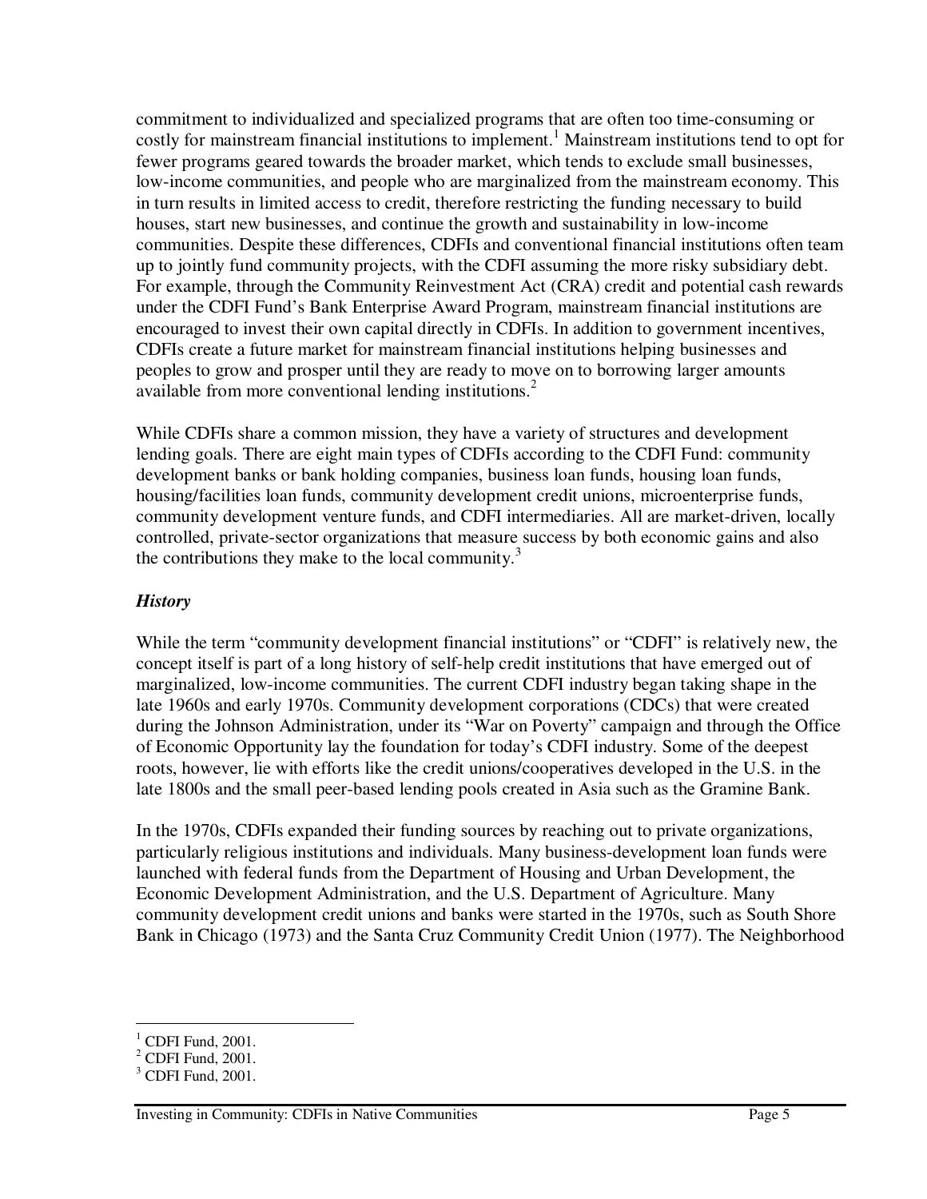commitment to individualized and specialized programs that are often too time-consuming or costly for mainstream financial institutions to implement.[1] Mainstream institutions tend to opt for fewer programs geared towards the broader market, which tends to exclude small businesses, low-income communities, and people who are marginalized from the mainstream economy. This in turn results in limited access to credit, therefore restricting the funding necessary to build houses, start new businesses, and continue the growth and sustainability in low-income communities. Despite these differences, CDFIs and conventional financial institutions often team up to jointly fund community projects, with the CDFI assuming the more risky subsidiary debt. For example, through the Community Reinvestment Act (CRA) credit and potential cash rewards under the CDFI Fund's Bank Enterprise Award Program, mainstream financial institutions are encouraged to invest their own capital directly in CDFIs. In addition to government incentives, CDFIs create a future market for mainstream financial institutions helping businesses and peoples to grow and prosper until they are ready to move on to borrowing larger amounts available from more conventional lending institutions.[2]

While CDFIs share a common mission, they have a variety of structures and development lending goals. There are eight main types of CDFIs according to the CDFI Fund: community development banks or bank holding companies, business loan funds, housing loan funds, housing/facilities loan funds, community development credit unions, microenterprise funds, community development venture funds, and CDFI intermediaries. All are market-driven, locally controlled, private-sector organizations that measure success by both economic gains and also the contributions they make to the local community.[3]

### *History*

While the term "community development financial institutions" or "CDFI" is relatively new, the concept itself is part of a long history of self-help credit institutions that have emerged out of marginalized, low-income communities. The current CDFI industry began taking shape in the late 1960s and early 1970s. Community development corporations (CDCs) that were created during the Johnson Administration, under its "War on Poverty" campaign and through the Office of Economic Opportunity lay the foundation for today's CDFI industry. Some of the deepest roots, however, lie with efforts like the credit unions/cooperatives developed in the U.S. in the late 1800s and the small peer-based lending pools created in Asia such as the Gramine Bank.

In the 1970s, CDFIs expanded their funding sources by reaching out to private organizations, particularly religious institutions and individuals. Many business-development loan funds were launched with federal funds from the Department of Housing and Urban Development, the Economic Development Administration, and the U.S. Department of Agriculture. Many community development credit unions and banks were started in the 1970s, such as South Shore Bank in Chicago (1973) and the Santa Cruz Community Credit Union (1977). The Neighborhood

[1] CDFI Fund, 2001.
[2] CDFI Fund, 2001.
[3] CDFI Fund, 2001.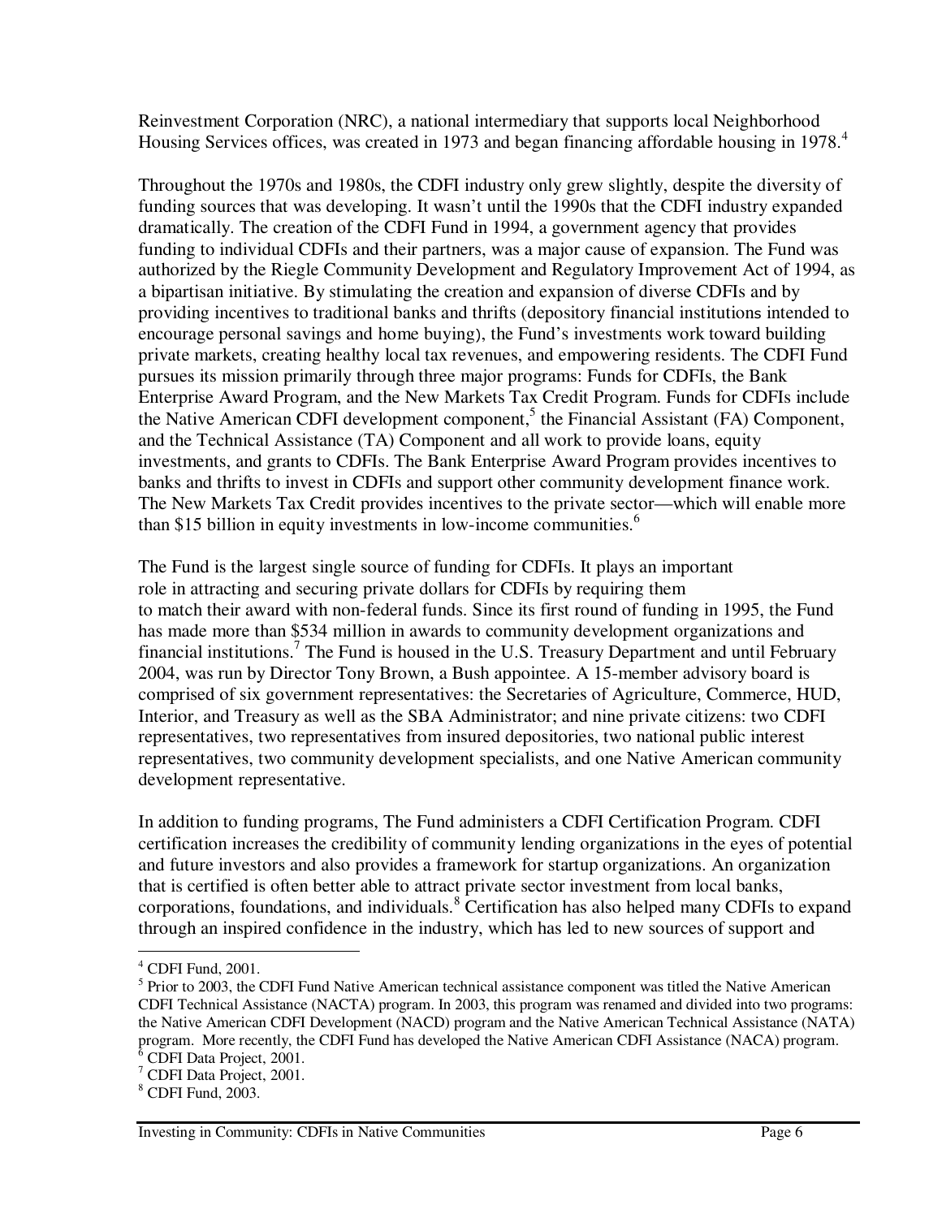Reinvestment Corporation (NRC), a national intermediary that supports local Neighborhood Housing Services offices, was created in 1973 and began financing affordable housing in 1978.[4]

Throughout the 1970s and 1980s, the CDFI industry only grew slightly, despite the diversity of funding sources that was developing. It wasn't until the 1990s that the CDFI industry expanded dramatically. The creation of the CDFI Fund in 1994, a government agency that provides funding to individual CDFIs and their partners, was a major cause of expansion. The Fund was authorized by the Riegle Community Development and Regulatory Improvement Act of 1994, as a bipartisan initiative. By stimulating the creation and expansion of diverse CDFIs and by providing incentives to traditional banks and thrifts (depository financial institutions intended to encourage personal savings and home buying), the Fund's investments work toward building private markets, creating healthy local tax revenues, and empowering residents. The CDFI Fund pursues its mission primarily through three major programs: Funds for CDFIs, the Bank Enterprise Award Program, and the New Markets Tax Credit Program. Funds for CDFIs include the Native American CDFI development component,[5] the Financial Assistant (FA) Component, and the Technical Assistance (TA) Component and all work to provide loans, equity investments, and grants to CDFIs. The Bank Enterprise Award Program provides incentives to banks and thrifts to invest in CDFIs and support other community development finance work. The New Markets Tax Credit provides incentives to the private sector—which will enable more than $15 billion in equity investments in low-income communities.[6]

The Fund is the largest single source of funding for CDFIs. It plays an important role in attracting and securing private dollars for CDFIs by requiring them to match their award with non-federal funds. Since its first round of funding in 1995, the Fund has made more than $534 million in awards to community development organizations and financial institutions.[7] The Fund is housed in the U.S. Treasury Department and until February 2004, was run by Director Tony Brown, a Bush appointee. A 15-member advisory board is comprised of six government representatives: the Secretaries of Agriculture, Commerce, HUD, Interior, and Treasury as well as the SBA Administrator; and nine private citizens: two CDFI representatives, two representatives from insured depositories, two national public interest representatives, two community development specialists, and one Native American community development representative.

In addition to funding programs, The Fund administers a CDFI Certification Program. CDFI certification increases the credibility of community lending organizations in the eyes of potential and future investors and also provides a framework for startup organizations. An organization that is certified is often better able to attract private sector investment from local banks, corporations, foundations, and individuals.[8] Certification has also helped many CDFIs to expand through an inspired confidence in the industry, which has led to new sources of support and

---

[4] CDFI Fund, 2001.

[5] Prior to 2003, the CDFI Fund Native American technical assistance component was titled the Native American CDFI Technical Assistance (NACTA) program. In 2003, this program was renamed and divided into two programs: the Native American CDFI Development (NACD) program and the Native American Technical Assistance (NATA) program. More recently, the CDFI Fund has developed the Native American CDFI Assistance (NACA) program.

[6] CDFI Data Project, 2001.

[7] CDFI Data Project, 2001.

[8] CDFI Fund, 2003.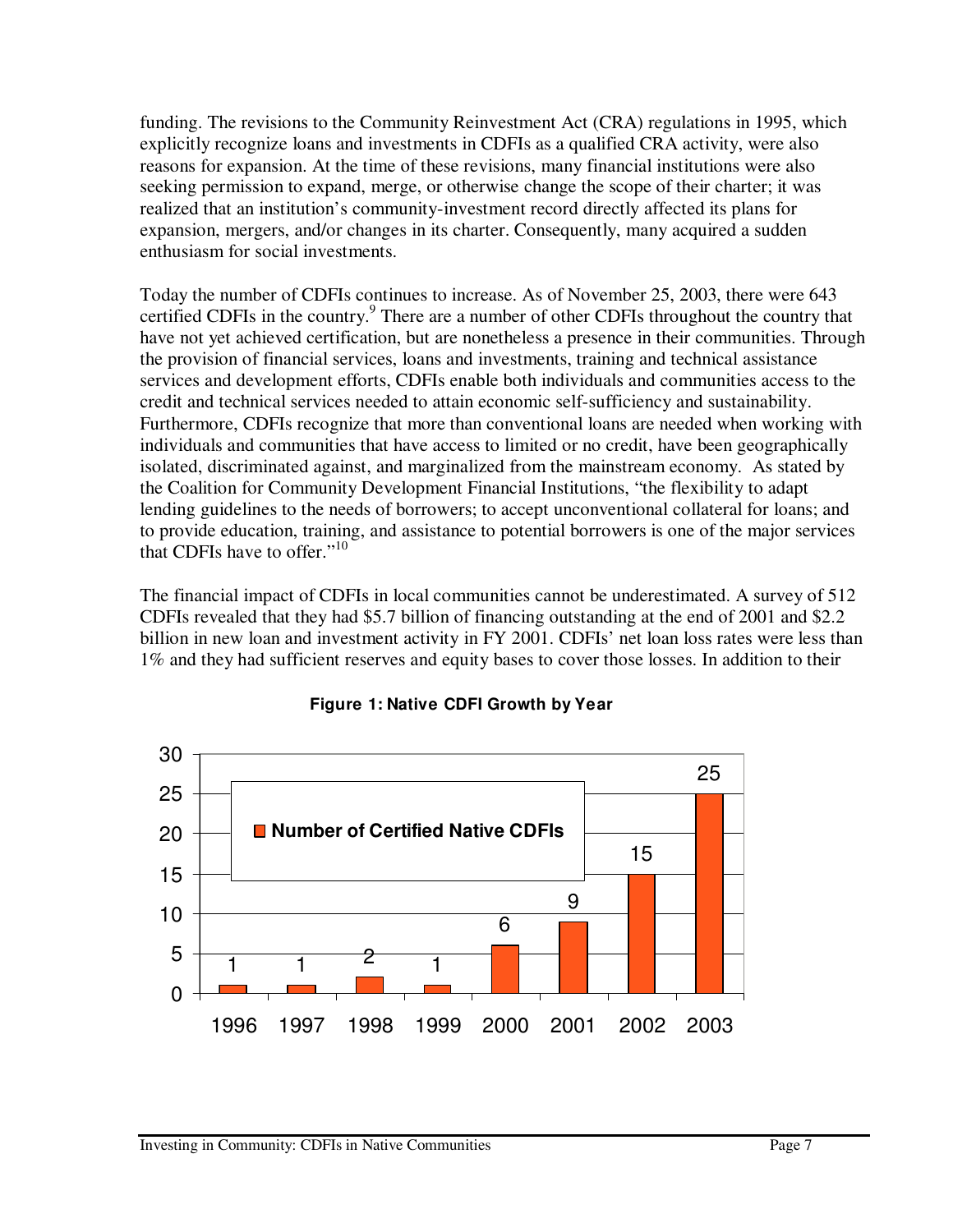funding. The revisions to the Community Reinvestment Act (CRA) regulations in 1995, which explicitly recognize loans and investments in CDFIs as a qualified CRA activity, were also reasons for expansion. At the time of these revisions, many financial institutions were also seeking permission to expand, merge, or otherwise change the scope of their charter; it was realized that an institution's community-investment record directly affected its plans for expansion, mergers, and/or changes in its charter. Consequently, many acquired a sudden enthusiasm for social investments.

Today the number of CDFIs continues to increase. As of November 25, 2003, there were 643 certified CDFIs in the country.[9] There are a number of other CDFIs throughout the country that have not yet achieved certification, but are nonetheless a presence in their communities. Through the provision of financial services, loans and investments, training and technical assistance services and development efforts, CDFIs enable both individuals and communities access to the credit and technical services needed to attain economic self-sufficiency and sustainability. Furthermore, CDFIs recognize that more than conventional loans are needed when working with individuals and communities that have access to limited or no credit, have been geographically isolated, discriminated against, and marginalized from the mainstream economy. As stated by the Coalition for Community Development Financial Institutions, "the flexibility to adapt lending guidelines to the needs of borrowers; to accept unconventional collateral for loans; and to provide education, training, and assistance to potential borrowers is one of the major services that CDFIs have to offer."[10]

The financial impact of CDFIs in local communities cannot be underestimated. A survey of 512 CDFIs revealed that they had $5.7 billion of financing outstanding at the end of 2001 and $2.2 billion in new loan and investment activity in FY 2001. CDFIs' net loan loss rates were less than 1% and they had sufficient reserves and equity bases to cover those losses. In addition to their

**Figure 1: Native CDFI Growth by Year**

| Year | Number of Certified Native CDFIs |
|---|---|
| 1996 | 1 |
| 1997 | 1 |
| 1998 | 2 |
| 1999 | 1 |
| 2000 | 6 |
| 2001 | 9 |
| 2002 | 15 |
| 2003 | 25 |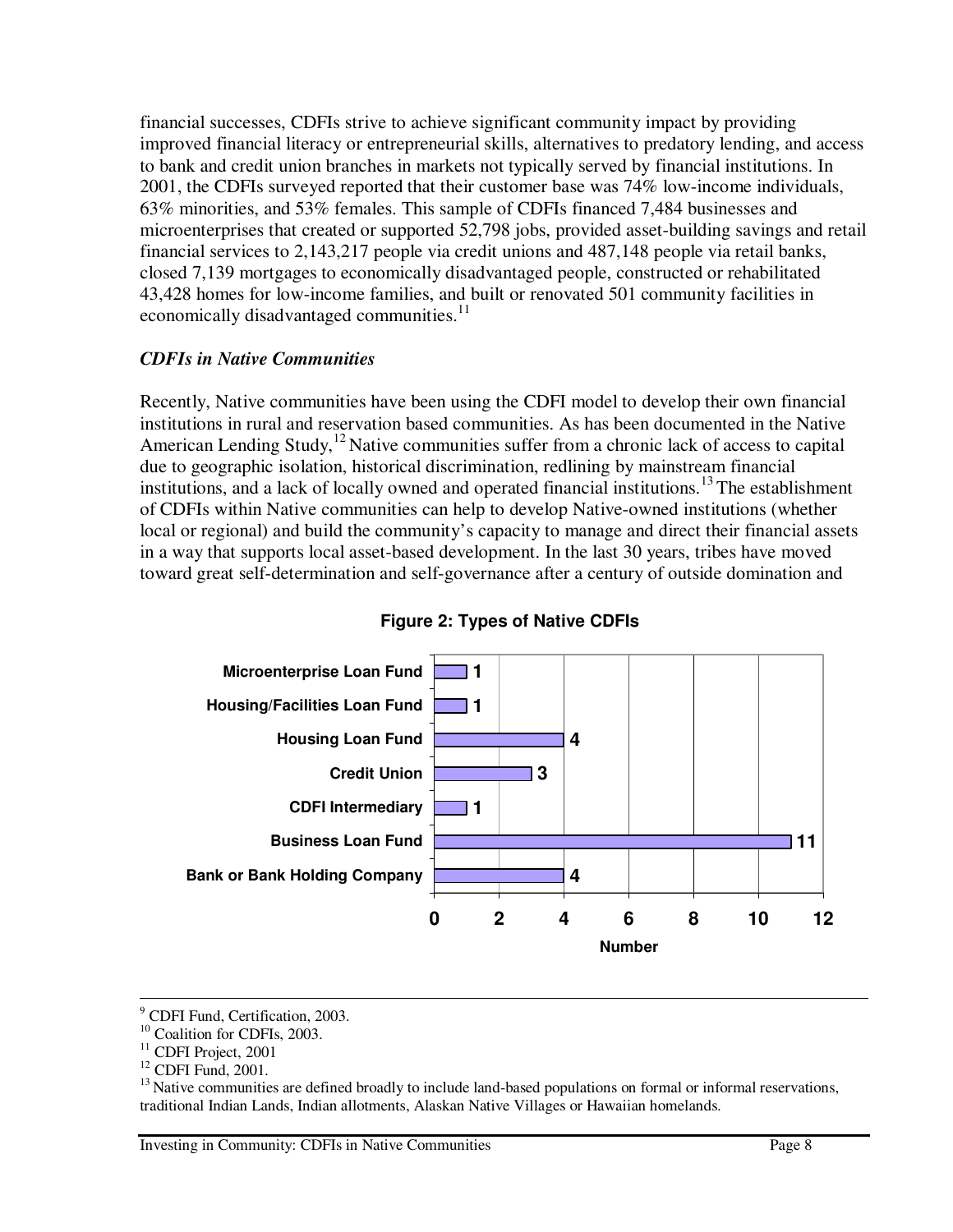financial successes, CDFIs strive to achieve significant community impact by providing improved financial literacy or entrepreneurial skills, alternatives to predatory lending, and access to bank and credit union branches in markets not typically served by financial institutions. In 2001, the CDFIs surveyed reported that their customer base was 74% low-income individuals, 63% minorities, and 53% females. This sample of CDFIs financed 7,484 businesses and microenterprises that created or supported 52,798 jobs, provided asset-building savings and retail financial services to 2,143,217 people via credit unions and 487,148 people via retail banks, closed 7,139 mortgages to economically disadvantaged people, constructed or rehabilitated 43,428 homes for low-income families, and built or renovated 501 community facilities in economically disadvantaged communities.[11]

### *CDFIs in Native Communities*

Recently, Native communities have been using the CDFI model to develop their own financial institutions in rural and reservation based communities. As has been documented in the Native American Lending Study,[12] Native communities suffer from a chronic lack of access to capital due to geographic isolation, historical discrimination, redlining by mainstream financial institutions, and a lack of locally owned and operated financial institutions.[13] The establishment of CDFIs within Native communities can help to develop Native-owned institutions (whether local or regional) and build the community's capacity to manage and direct their financial assets in a way that supports local asset-based development. In the last 30 years, tribes have moved toward great self-determination and self-governance after a century of outside domination and

**Figure 2: Types of Native CDFIs**

| Type | Number |
|---|---|
| Microenterprise Loan Fund | 1 |
| Housing/Facilities Loan Fund | 1 |
| Housing Loan Fund | 4 |
| Credit Union | 3 |
| CDFI Intermediary | 1 |
| Business Loan Fund | 11 |
| Bank or Bank Holding Company | 4 |

---

[9] CDFI Fund, Certification, 2003.
[10] Coalition for CDFIs, 2003.
[11] CDFI Project, 2001
[12] CDFI Fund, 2001.
[13] Native communities are defined broadly to include land-based populations on formal or informal reservations, traditional Indian Lands, Indian allotments, Alaskan Native Villages or Hawaiian homelands.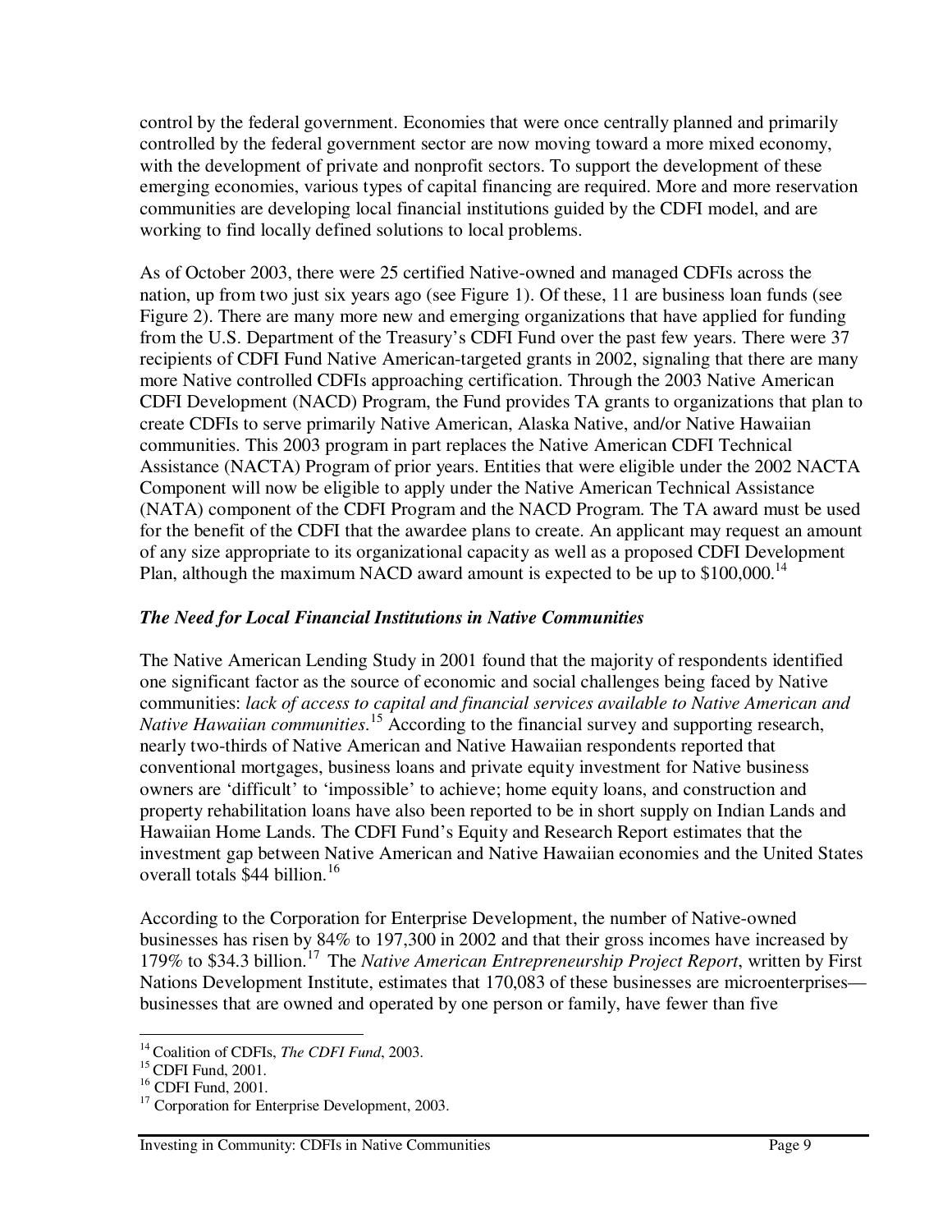control by the federal government. Economies that were once centrally planned and primarily controlled by the federal government sector are now moving toward a more mixed economy, with the development of private and nonprofit sectors. To support the development of these emerging economies, various types of capital financing are required. More and more reservation communities are developing local financial institutions guided by the CDFI model, and are working to find locally defined solutions to local problems.

As of October 2003, there were 25 certified Native-owned and managed CDFIs across the nation, up from two just six years ago (see Figure 1). Of these, 11 are business loan funds (see Figure 2). There are many more new and emerging organizations that have applied for funding from the U.S. Department of the Treasury's CDFI Fund over the past few years. There were 37 recipients of CDFI Fund Native American-targeted grants in 2002, signaling that there are many more Native controlled CDFIs approaching certification. Through the 2003 Native American CDFI Development (NACD) Program, the Fund provides TA grants to organizations that plan to create CDFIs to serve primarily Native American, Alaska Native, and/or Native Hawaiian communities. This 2003 program in part replaces the Native American CDFI Technical Assistance (NACTA) Program of prior years. Entities that were eligible under the 2002 NACTA Component will now be eligible to apply under the Native American Technical Assistance (NATA) component of the CDFI Program and the NACD Program. The TA award must be used for the benefit of the CDFI that the awardee plans to create. An applicant may request an amount of any size appropriate to its organizational capacity as well as a proposed CDFI Development Plan, although the maximum NACD award amount is expected to be up to $100,000.[14]

### *The Need for Local Financial Institutions in Native Communities*

The Native American Lending Study in 2001 found that the majority of respondents identified one significant factor as the source of economic and social challenges being faced by Native communities: *lack of access to capital and financial services available to Native American and Native Hawaiian communities*.[15] According to the financial survey and supporting research, nearly two-thirds of Native American and Native Hawaiian respondents reported that conventional mortgages, business loans and private equity investment for Native business owners are 'difficult' to 'impossible' to achieve; home equity loans, and construction and property rehabilitation loans have also been reported to be in short supply on Indian Lands and Hawaiian Home Lands. The CDFI Fund's Equity and Research Report estimates that the investment gap between Native American and Native Hawaiian economies and the United States overall totals $44 billion.[16]

According to the Corporation for Enterprise Development, the number of Native-owned businesses has risen by 84% to 197,300 in 2002 and that their gross incomes have increased by 179% to $34.3 billion.[17] The *Native American Entrepreneurship Project Report*, written by First Nations Development Institute, estimates that 170,083 of these businesses are microenterprises—businesses that are owned and operated by one person or family, have fewer than five

---

[14] Coalition of CDFIs, *The CDFI Fund*, 2003.
[15] CDFI Fund, 2001.
[16] CDFI Fund, 2001.
[17] Corporation for Enterprise Development, 2003.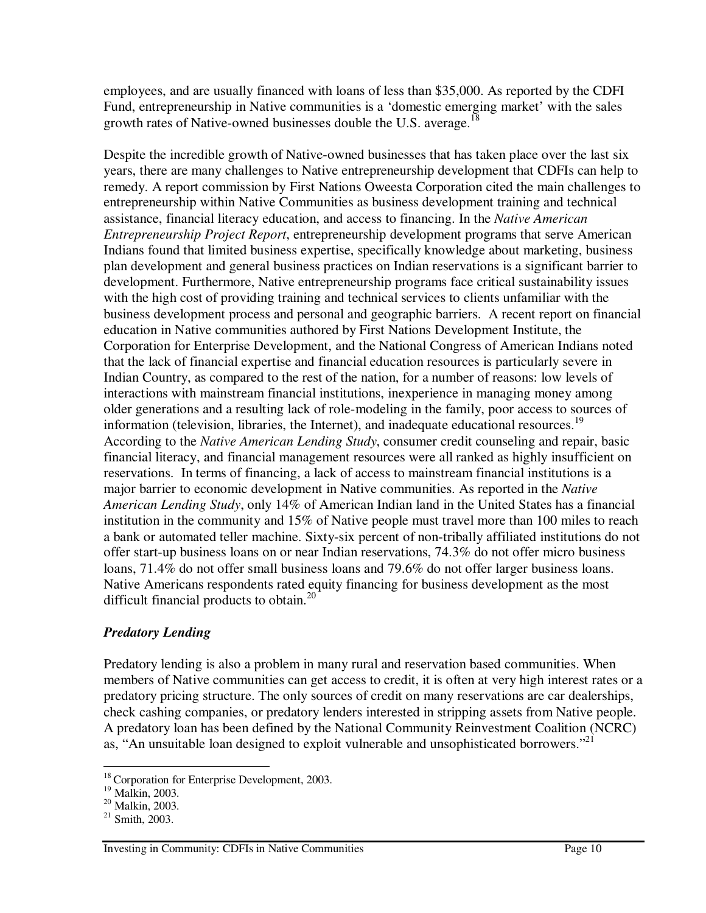employees, and are usually financed with loans of less than $35,000. As reported by the CDFI Fund, entrepreneurship in Native communities is a 'domestic emerging market' with the sales growth rates of Native-owned businesses double the U.S. average.[18]

Despite the incredible growth of Native-owned businesses that has taken place over the last six years, there are many challenges to Native entrepreneurship development that CDFIs can help to remedy. A report commission by First Nations Oweesta Corporation cited the main challenges to entrepreneurship within Native Communities as business development training and technical assistance, financial literacy education, and access to financing. In the *Native American Entrepreneurship Project Report*, entrepreneurship development programs that serve American Indians found that limited business expertise, specifically knowledge about marketing, business plan development and general business practices on Indian reservations is a significant barrier to development. Furthermore, Native entrepreneurship programs face critical sustainability issues with the high cost of providing training and technical services to clients unfamiliar with the business development process and personal and geographic barriers. A recent report on financial education in Native communities authored by First Nations Development Institute, the Corporation for Enterprise Development, and the National Congress of American Indians noted that the lack of financial expertise and financial education resources is particularly severe in Indian Country, as compared to the rest of the nation, for a number of reasons: low levels of interactions with mainstream financial institutions, inexperience in managing money among older generations and a resulting lack of role-modeling in the family, poor access to sources of information (television, libraries, the Internet), and inadequate educational resources.[19] According to the *Native American Lending Study*, consumer credit counseling and repair, basic financial literacy, and financial management resources were all ranked as highly insufficient on reservations. In terms of financing, a lack of access to mainstream financial institutions is a major barrier to economic development in Native communities. As reported in the *Native American Lending Study*, only 14% of American Indian land in the United States has a financial institution in the community and 15% of Native people must travel more than 100 miles to reach a bank or automated teller machine. Sixty-six percent of non-tribally affiliated institutions do not offer start-up business loans on or near Indian reservations, 74.3% do not offer micro business loans, 71.4% do not offer small business loans and 79.6% do not offer larger business loans. Native Americans respondents rated equity financing for business development as the most difficult financial products to obtain.[20]

### *Predatory Lending*

Predatory lending is also a problem in many rural and reservation based communities. When members of Native communities can get access to credit, it is often at very high interest rates or a predatory pricing structure. The only sources of credit on many reservations are car dealerships, check cashing companies, or predatory lenders interested in stripping assets from Native people. A predatory loan has been defined by the National Community Reinvestment Coalition (NCRC) as, "An unsuitable loan designed to exploit vulnerable and unsophisticated borrowers."[21]

---

[18] Corporation for Enterprise Development, 2003.
[19] Malkin, 2003.
[20] Malkin, 2003.
[21] Smith, 2003.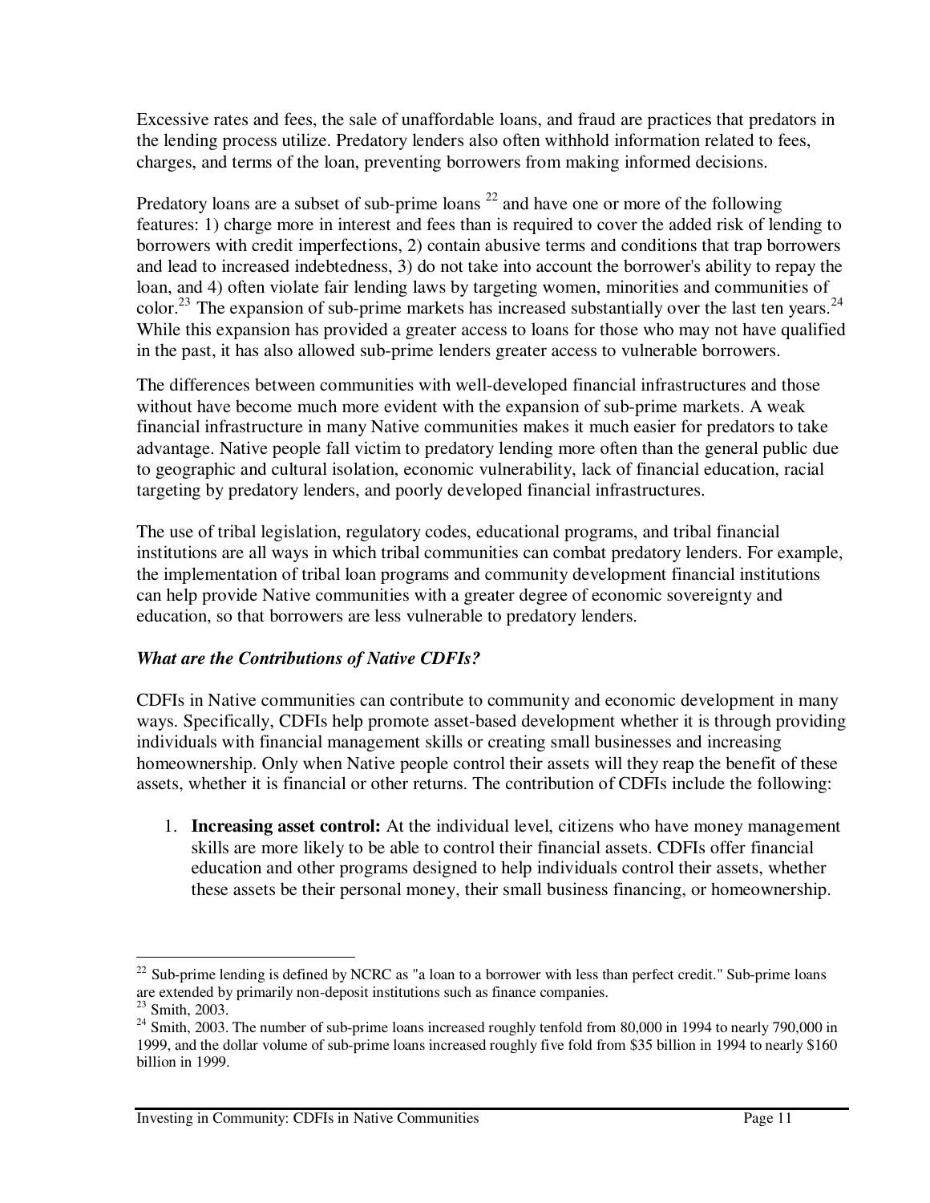Excessive rates and fees, the sale of unaffordable loans, and fraud are practices that predators in the lending process utilize. Predatory lenders also often withhold information related to fees, charges, and terms of the loan, preventing borrowers from making informed decisions.

Predatory loans are a subset of sub-prime loans [22] and have one or more of the following features: 1) charge more in interest and fees than is required to cover the added risk of lending to borrowers with credit imperfections, 2) contain abusive terms and conditions that trap borrowers and lead to increased indebtedness, 3) do not take into account the borrower's ability to repay the loan, and 4) often violate fair lending laws by targeting women, minorities and communities of color.[23] The expansion of sub-prime markets has increased substantially over the last ten years.[24] While this expansion has provided a greater access to loans for those who may not have qualified in the past, it has also allowed sub-prime lenders greater access to vulnerable borrowers.

The differences between communities with well-developed financial infrastructures and those without have become much more evident with the expansion of sub-prime markets. A weak financial infrastructure in many Native communities makes it much easier for predators to take advantage. Native people fall victim to predatory lending more often than the general public due to geographic and cultural isolation, economic vulnerability, lack of financial education, racial targeting by predatory lenders, and poorly developed financial infrastructures.

The use of tribal legislation, regulatory codes, educational programs, and tribal financial institutions are all ways in which tribal communities can combat predatory lenders. For example, the implementation of tribal loan programs and community development financial institutions can help provide Native communities with a greater degree of economic sovereignty and education, so that borrowers are less vulnerable to predatory lenders.

### *What are the Contributions of Native CDFIs?*

CDFIs in Native communities can contribute to community and economic development in many ways. Specifically, CDFIs help promote asset-based development whether it is through providing individuals with financial management skills or creating small businesses and increasing homeownership. Only when Native people control their assets will they reap the benefit of these assets, whether it is financial or other returns. The contribution of CDFIs include the following:

1. **Increasing asset control:** At the individual level, citizens who have money management skills are more likely to be able to control their financial assets. CDFIs offer financial education and other programs designed to help individuals control their assets, whether these assets be their personal money, their small business financing, or homeownership.

---

[22] Sub-prime lending is defined by NCRC as "a loan to a borrower with less than perfect credit." Sub-prime loans are extended by primarily non-deposit institutions such as finance companies.

[23] Smith, 2003.

[24] Smith, 2003. The number of sub-prime loans increased roughly tenfold from 80,000 in 1994 to nearly 790,000 in 1999, and the dollar volume of sub-prime loans increased roughly five fold from $35 billion in 1994 to nearly $160 billion in 1999.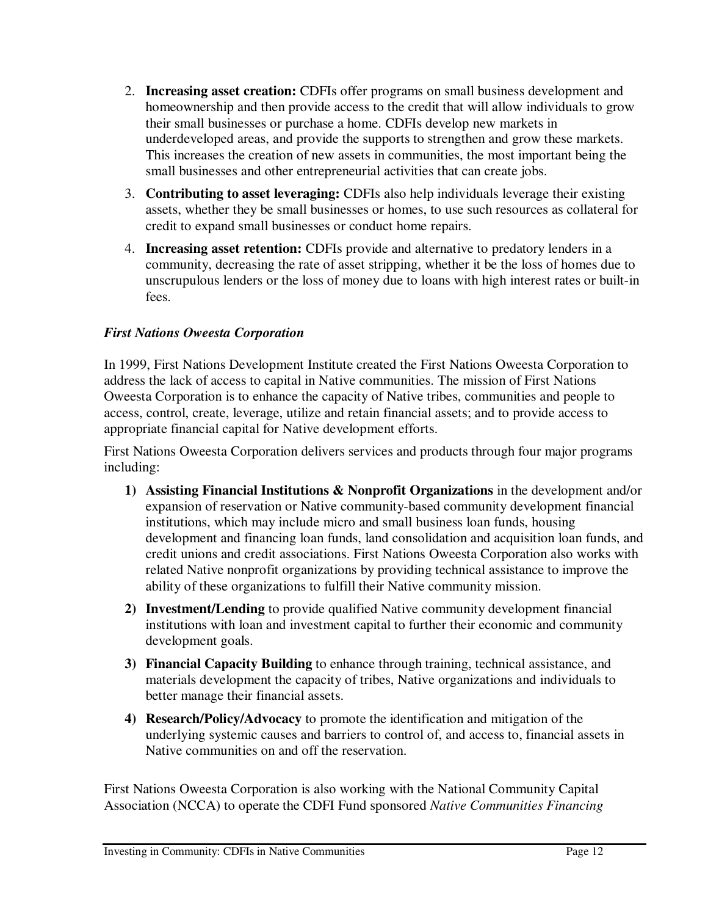2. **Increasing asset creation:** CDFIs offer programs on small business development and homeownership and then provide access to the credit that will allow individuals to grow their small businesses or purchase a home. CDFIs develop new markets in underdeveloped areas, and provide the supports to strengthen and grow these markets. This increases the creation of new assets in communities, the most important being the small businesses and other entrepreneurial activities that can create jobs.
3. **Contributing to asset leveraging:** CDFIs also help individuals leverage their existing assets, whether they be small businesses or homes, to use such resources as collateral for credit to expand small businesses or conduct home repairs.
4. **Increasing asset retention:** CDFIs provide and alternative to predatory lenders in a community, decreasing the rate of asset stripping, whether it be the loss of homes due to unscrupulous lenders or the loss of money due to loans with high interest rates or built-in fees.

***First Nations Oweesta Corporation***

In 1999, First Nations Development Institute created the First Nations Oweesta Corporation to address the lack of access to capital in Native communities. The mission of First Nations Oweesta Corporation is to enhance the capacity of Native tribes, communities and people to access, control, create, leverage, utilize and retain financial assets; and to provide access to appropriate financial capital for Native development efforts.

First Nations Oweesta Corporation delivers services and products through four major programs including:

1) **Assisting Financial Institutions & Nonprofit Organizations** in the development and/or expansion of reservation or Native community-based community development financial institutions, which may include micro and small business loan funds, housing development and financing loan funds, land consolidation and acquisition loan funds, and credit unions and credit associations. First Nations Oweesta Corporation also works with related Native nonprofit organizations by providing technical assistance to improve the ability of these organizations to fulfill their Native community mission.
2) **Investment/Lending** to provide qualified Native community development financial institutions with loan and investment capital to further their economic and community development goals.
3) **Financial Capacity Building** to enhance through training, technical assistance, and materials development the capacity of tribes, Native organizations and individuals to better manage their financial assets.
4) **Research/Policy/Advocacy** to promote the identification and mitigation of the underlying systemic causes and barriers to control of, and access to, financial assets in Native communities on and off the reservation.

First Nations Oweesta Corporation is also working with the National Community Capital Association (NCCA) to operate the CDFI Fund sponsored *Native Communities Financing*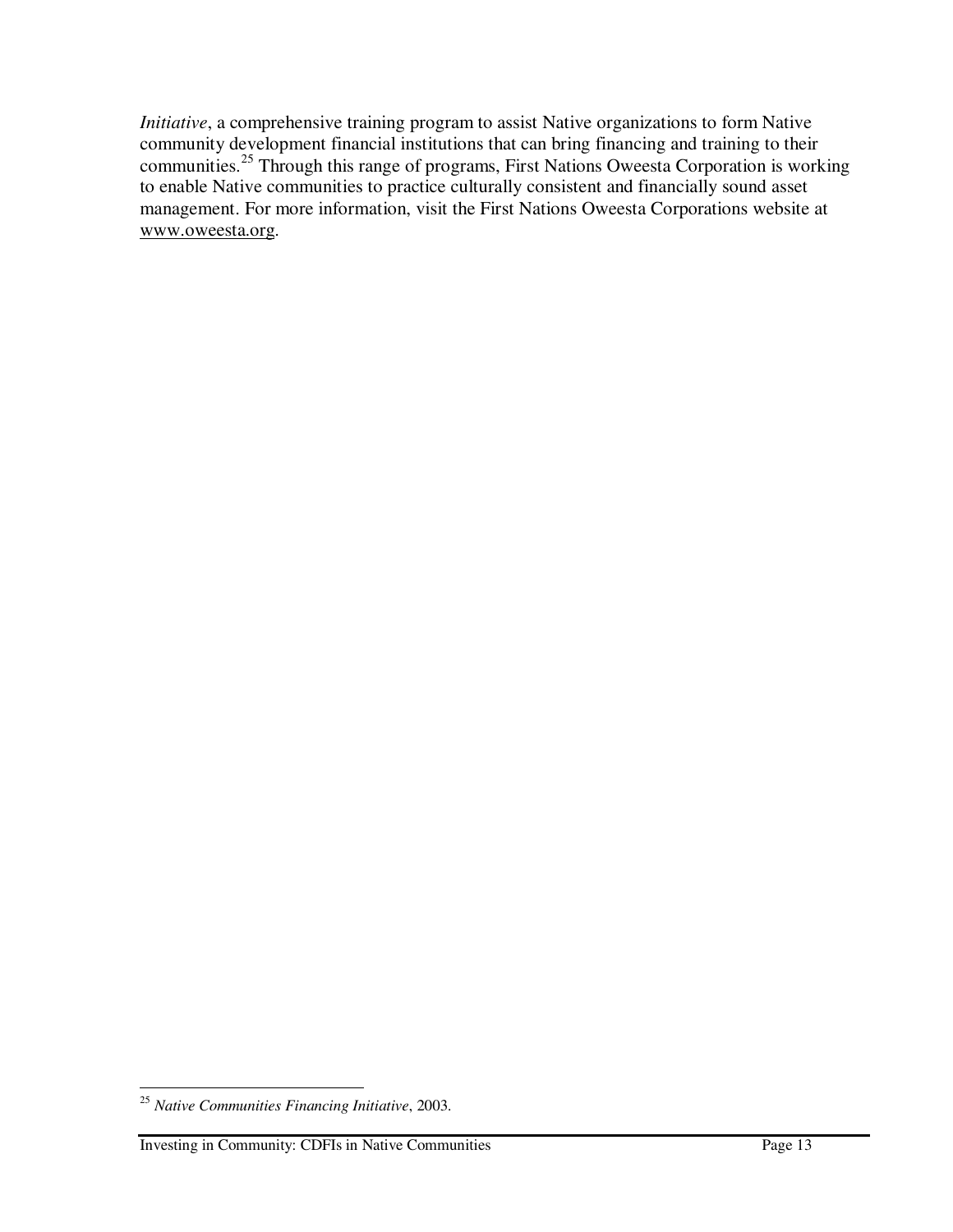*Initiative*, a comprehensive training program to assist Native organizations to form Native community development financial institutions that can bring financing and training to their communities.[25] Through this range of programs, First Nations Oweesta Corporation is working to enable Native communities to practice culturally consistent and financially sound asset management. For more information, visit the First Nations Oweesta Corporations website at www.oweesta.org.

[25] *Native Communities Financing Initiative*, 2003.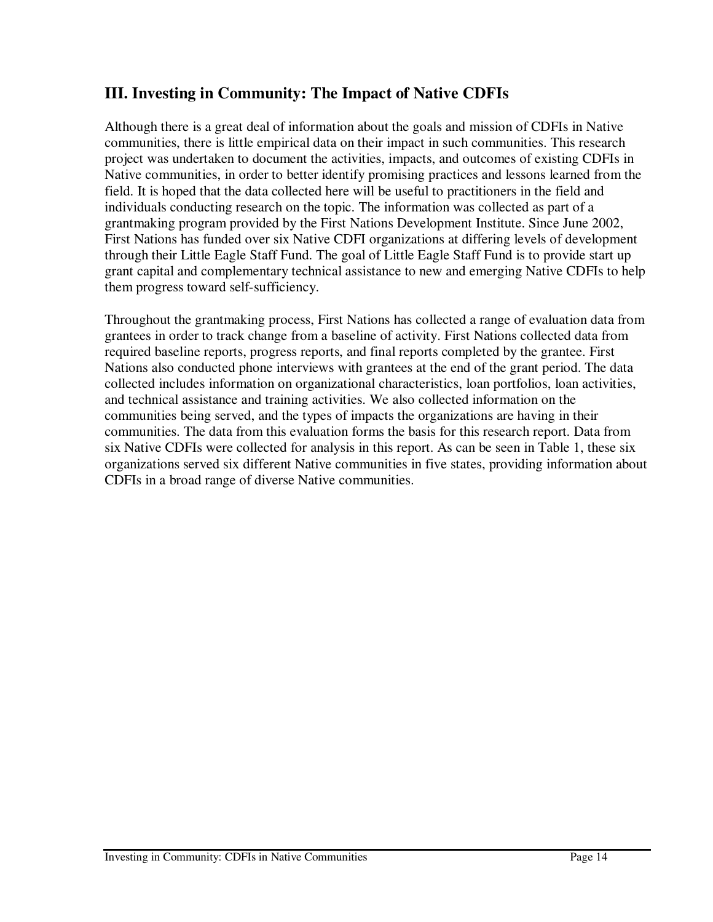## III. Investing in Community: The Impact of Native CDFIs

Although there is a great deal of information about the goals and mission of CDFIs in Native communities, there is little empirical data on their impact in such communities. This research project was undertaken to document the activities, impacts, and outcomes of existing CDFIs in Native communities, in order to better identify promising practices and lessons learned from the field. It is hoped that the data collected here will be useful to practitioners in the field and individuals conducting research on the topic. The information was collected as part of a grantmaking program provided by the First Nations Development Institute. Since June 2002, First Nations has funded over six Native CDFI organizations at differing levels of development through their Little Eagle Staff Fund. The goal of Little Eagle Staff Fund is to provide start up grant capital and complementary technical assistance to new and emerging Native CDFIs to help them progress toward self-sufficiency.

Throughout the grantmaking process, First Nations has collected a range of evaluation data from grantees in order to track change from a baseline of activity. First Nations collected data from required baseline reports, progress reports, and final reports completed by the grantee. First Nations also conducted phone interviews with grantees at the end of the grant period. The data collected includes information on organizational characteristics, loan portfolios, loan activities, and technical assistance and training activities. We also collected information on the communities being served, and the types of impacts the organizations are having in their communities. The data from this evaluation forms the basis for this research report. Data from six Native CDFIs were collected for analysis in this report. As can be seen in Table 1, these six organizations served six different Native communities in five states, providing information about CDFIs in a broad range of diverse Native communities.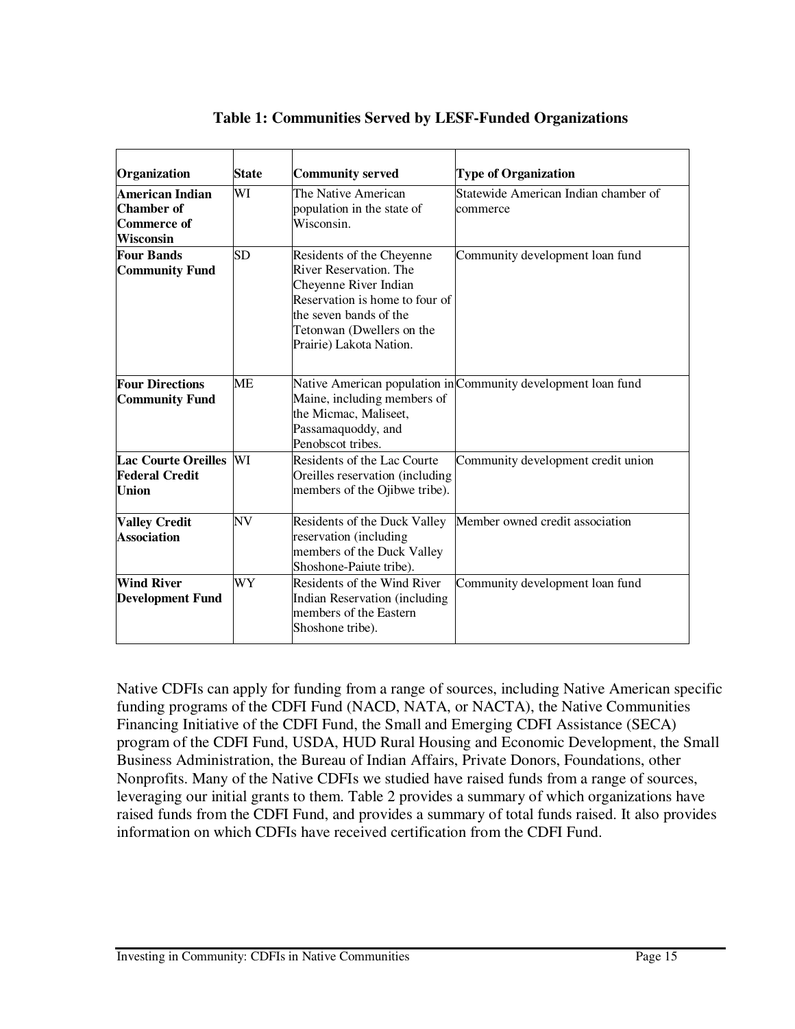**Table 1: Communities Served by LESF-Funded Organizations**

| Organization | State | Community served | Type of Organization |
|---|---|---|---|
| **American Indian Chamber of Commerce of Wisconsin** | WI | The Native American population in the state of Wisconsin. | Statewide American Indian chamber of commerce |
| **Four Bands Community Fund** | SD | Residents of the Cheyenne River Reservation. The Cheyenne River Indian Reservation is home to four of the seven bands of the Tetonwan (Dwellers on the Prairie) Lakota Nation. | Community development loan fund |
| **Four Directions Community Fund** | ME | Native American population in Maine, including members of the Micmac, Maliseet, Passamaquoddy, and Penobscot tribes. | Community development loan fund |
| **Lac Courte Oreilles Federal Credit Union** | WI | Residents of the Lac Courte Oreilles reservation (including members of the Ojibwe tribe). | Community development credit union |
| **Valley Credit Association** | NV | Residents of the Duck Valley reservation (including members of the Duck Valley Shoshone-Paiute tribe). | Member owned credit association |
| **Wind River Development Fund** | WY | Residents of the Wind River Indian Reservation (including members of the Eastern Shoshone tribe). | Community development loan fund |

Native CDFIs can apply for funding from a range of sources, including Native American specific funding programs of the CDFI Fund (NACD, NATA, or NACTA), the Native Communities Financing Initiative of the CDFI Fund, the Small and Emerging CDFI Assistance (SECA) program of the CDFI Fund, USDA, HUD Rural Housing and Economic Development, the Small Business Administration, the Bureau of Indian Affairs, Private Donors, Foundations, other Nonprofits. Many of the Native CDFIs we studied have raised funds from a range of sources, leveraging our initial grants to them. Table 2 provides a summary of which organizations have raised funds from the CDFI Fund, and provides a summary of total funds raised. It also provides information on which CDFIs have received certification from the CDFI Fund.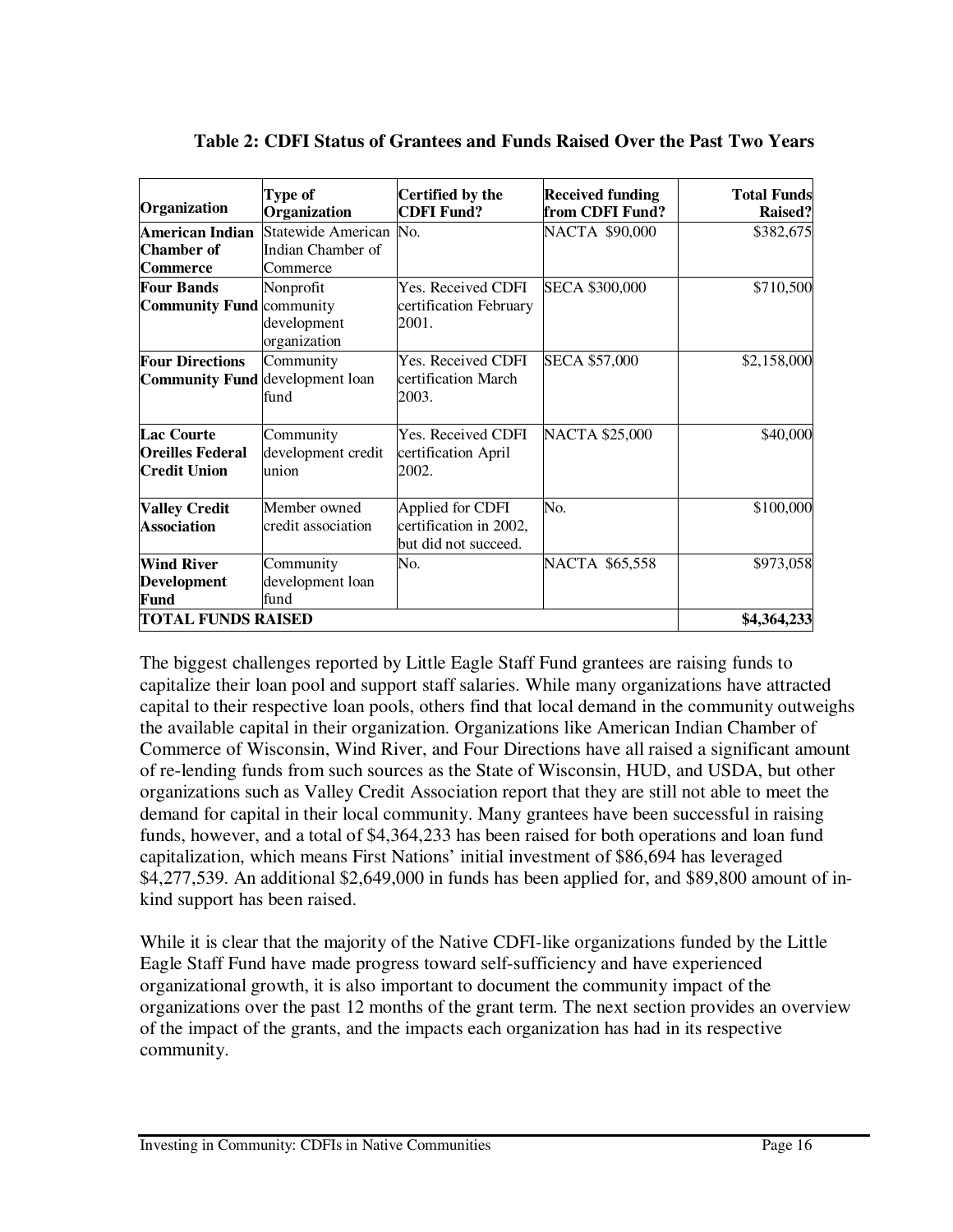**Table 2: CDFI Status of Grantees and Funds Raised Over the Past Two Years**

| Organization | Type of Organization | Certified by the CDFI Fund? | Received funding from CDFI Fund? | Total Funds Raised? |
|---|---|---|---|---|
| **American Indian Chamber of Commerce** | Statewide American Indian Chamber of Commerce | No. | NACTA $90,000 | $382,675 |
| **Four Bands Community Fund** | Nonprofit community development organization | Yes. Received CDFI certification February 2001. | SECA $300,000 | $710,500 |
| **Four Directions Community Fund** | Community development loan fund | Yes. Received CDFI certification March 2003. | SECA $57,000 | $2,158,000 |
| **Lac Courte Oreilles Federal Credit Union** | Community development credit union | Yes. Received CDFI certification April 2002. | NACTA $25,000 | $40,000 |
| **Valley Credit Association** | Member owned credit association | Applied for CDFI certification in 2002, but did not succeed. | No. | $100,000 |
| **Wind River Development Fund** | Community development loan fund | No. | NACTA $65,558 | $973,058 |
| **TOTAL FUNDS RAISED** | | | | **$4,364,233** |

The biggest challenges reported by Little Eagle Staff Fund grantees are raising funds to capitalize their loan pool and support staff salaries. While many organizations have attracted capital to their respective loan pools, others find that local demand in the community outweighs the available capital in their organization. Organizations like American Indian Chamber of Commerce of Wisconsin, Wind River, and Four Directions have all raised a significant amount of re-lending funds from such sources as the State of Wisconsin, HUD, and USDA, but other organizations such as Valley Credit Association report that they are still not able to meet the demand for capital in their local community. Many grantees have been successful in raising funds, however, and a total of $4,364,233 has been raised for both operations and loan fund capitalization, which means First Nations' initial investment of $86,694 has leveraged $4,277,539. An additional $2,649,000 in funds has been applied for, and $89,800 amount of in-kind support has been raised.

While it is clear that the majority of the Native CDFI-like organizations funded by the Little Eagle Staff Fund have made progress toward self-sufficiency and have experienced organizational growth, it is also important to document the community impact of the organizations over the past 12 months of the grant term. The next section provides an overview of the impact of the grants, and the impacts each organization has had in its respective community.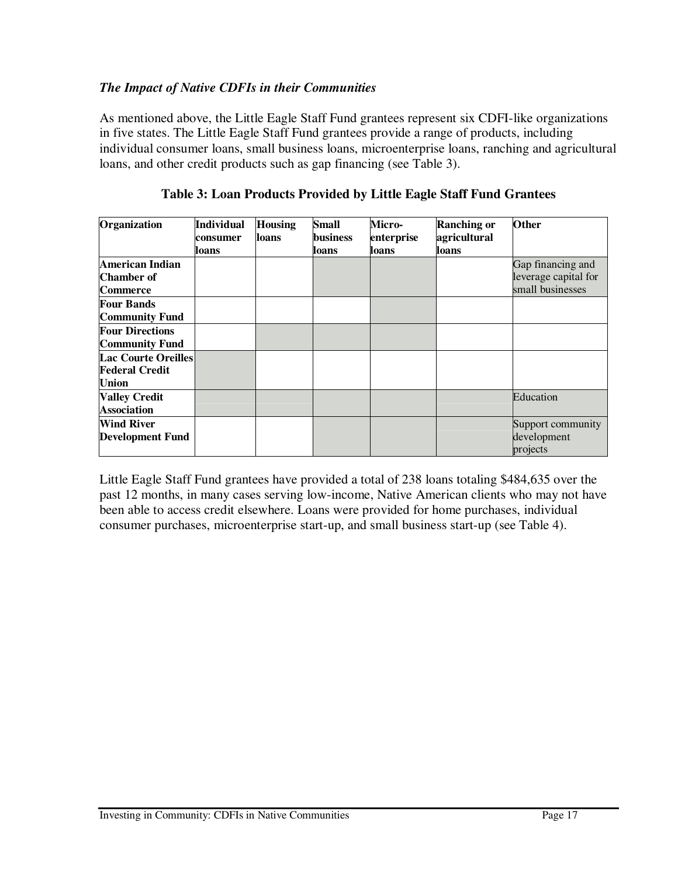*The Impact of Native CDFIs in their Communities*

As mentioned above, the Little Eagle Staff Fund grantees represent six CDFI-like organizations in five states. The Little Eagle Staff Fund grantees provide a range of products, including individual consumer loans, small business loans, microenterprise loans, ranching and agricultural loans, and other credit products such as gap financing (see Table 3).

**Table 3: Loan Products Provided by Little Eagle Staff Fund Grantees**

| Organization | Individual consumer loans | Housing loans | Small business loans | Micro-enterprise loans | Ranching or agricultural loans | Other |
|---|---|---|---|---|---|---|
| **American Indian Chamber of Commerce** | | | | | | Gap financing and leverage capital for small businesses |
| **Four Bands Community Fund** | | | | | | |
| **Four Directions Community Fund** | | | | | | |
| **Lac Courte Oreilles Federal Credit Union** | | | | | | |
| **Valley Credit Association** | | | | | | Education |
| **Wind River Development Fund** | | | | | | Support community development projects |

Little Eagle Staff Fund grantees have provided a total of 238 loans totaling $484,635 over the past 12 months, in many cases serving low-income, Native American clients who may not have been able to access credit elsewhere. Loans were provided for home purchases, individual consumer purchases, microenterprise start-up, and small business start-up (see Table 4).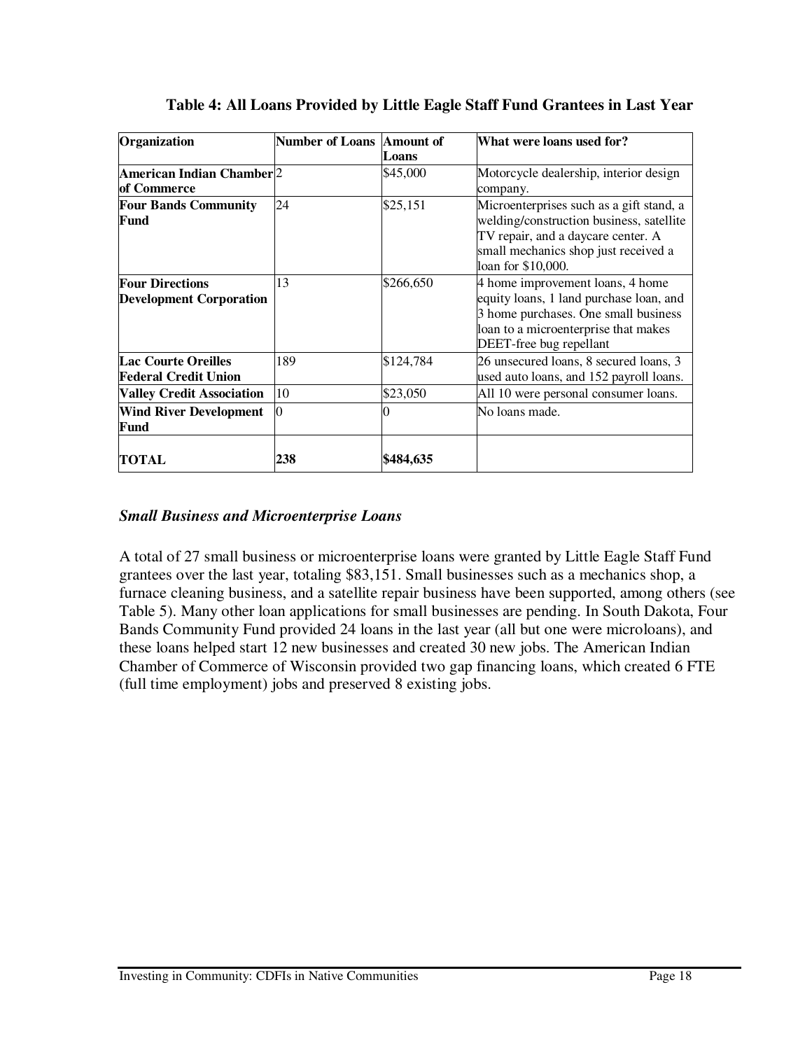**Table 4: All Loans Provided by Little Eagle Staff Fund Grantees in Last Year**

| Organization | Number of Loans | Amount of Loans | What were loans used for? |
|---|---|---|---|
| **American Indian Chamber of Commerce** | 2 | $45,000 | Motorcycle dealership, interior design company. |
| **Four Bands Community Fund** | 24 | $25,151 | Microenterprises such as a gift stand, a welding/construction business, satellite TV repair, and a daycare center. A small mechanics shop just received a loan for $10,000. |
| **Four Directions Development Corporation** | 13 | $266,650 | 4 home improvement loans, 4 home equity loans, 1 land purchase loan, and 3 home purchases. One small business loan to a microenterprise that makes DEET-free bug repellant |
| **Lac Courte Oreilles Federal Credit Union** | 189 | $124,784 | 26 unsecured loans, 8 secured loans, 3 used auto loans, and 152 payroll loans. |
| **Valley Credit Association** | 10 | $23,050 | All 10 were personal consumer loans. |
| **Wind River Development Fund** | 0 | 0 | No loans made. |
| **TOTAL** | **238** | **$484,635** | |

### *Small Business and Microenterprise Loans*

A total of 27 small business or microenterprise loans were granted by Little Eagle Staff Fund grantees over the last year, totaling $83,151. Small businesses such as a mechanics shop, a furnace cleaning business, and a satellite repair business have been supported, among others (see Table 5). Many other loan applications for small businesses are pending. In South Dakota, Four Bands Community Fund provided 24 loans in the last year (all but one were microloans), and these loans helped start 12 new businesses and created 30 new jobs. The American Indian Chamber of Commerce of Wisconsin provided two gap financing loans, which created 6 FTE (full time employment) jobs and preserved 8 existing jobs.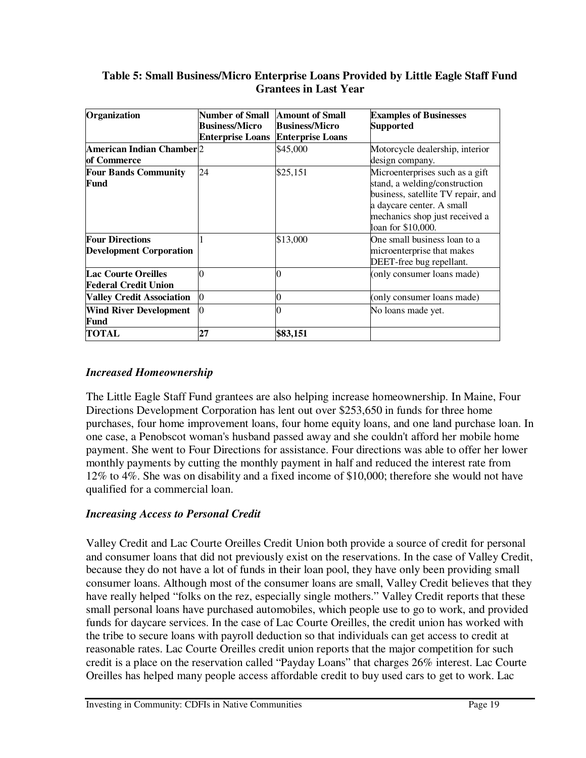**Table 5: Small Business/Micro Enterprise Loans Provided by Little Eagle Staff Fund Grantees in Last Year**

| Organization | Number of Small Business/Micro Enterprise Loans | Amount of Small Business/Micro Enterprise Loans | Examples of Businesses Supported |
|---|---|---|---|
| **American Indian Chamber of Commerce** | 2 | $45,000 | Motorcycle dealership, interior design company. |
| **Four Bands Community Fund** | 24 | $25,151 | Microenterprises such as a gift stand, a welding/construction business, satellite TV repair, and a daycare center. A small mechanics shop just received a loan for $10,000. |
| **Four Directions Development Corporation** | 1 | $13,000 | One small business loan to a microenterprise that makes DEET-free bug repellant. |
| **Lac Courte Oreilles Federal Credit Union** | 0 | 0 | (only consumer loans made) |
| **Valley Credit Association** | 0 | 0 | (only consumer loans made) |
| **Wind River Development Fund** | 0 | 0 | No loans made yet. |
| **TOTAL** | **27** | **$83,151** | |

### *Increased Homeownership*

The Little Eagle Staff Fund grantees are also helping increase homeownership. In Maine, Four Directions Development Corporation has lent out over $253,650 in funds for three home purchases, four home improvement loans, four home equity loans, and one land purchase loan. In one case, a Penobscot woman's husband passed away and she couldn't afford her mobile home payment. She went to Four Directions for assistance. Four directions was able to offer her lower monthly payments by cutting the monthly payment in half and reduced the interest rate from 12% to 4%. She was on disability and a fixed income of $10,000; therefore she would not have qualified for a commercial loan.

### *Increasing Access to Personal Credit*

Valley Credit and Lac Courte Oreilles Credit Union both provide a source of credit for personal and consumer loans that did not previously exist on the reservations. In the case of Valley Credit, because they do not have a lot of funds in their loan pool, they have only been providing small consumer loans. Although most of the consumer loans are small, Valley Credit believes that they have really helped "folks on the rez, especially single mothers." Valley Credit reports that these small personal loans have purchased automobiles, which people use to go to work, and provided funds for daycare services. In the case of Lac Courte Oreilles, the credit union has worked with the tribe to secure loans with payroll deduction so that individuals can get access to credit at reasonable rates. Lac Courte Oreilles credit union reports that the major competition for such credit is a place on the reservation called "Payday Loans" that charges 26% interest. Lac Courte Oreilles has helped many people access affordable credit to buy used cars to get to work. Lac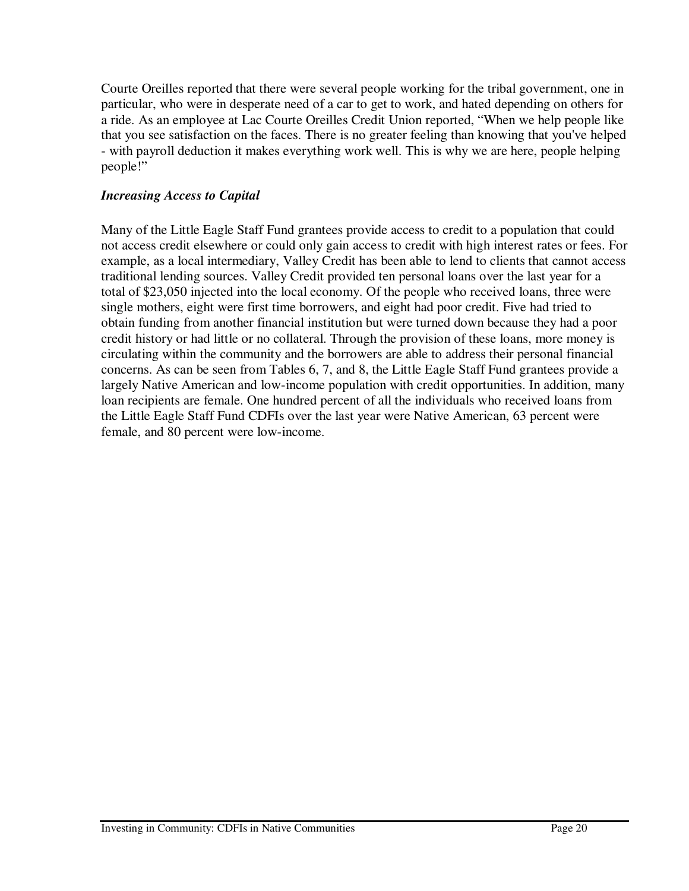Courte Oreilles reported that there were several people working for the tribal government, one in particular, who were in desperate need of a car to get to work, and hated depending on others for a ride. As an employee at Lac Courte Oreilles Credit Union reported, "When we help people like that you see satisfaction on the faces. There is no greater feeling than knowing that you've helped - with payroll deduction it makes everything work well. This is why we are here, people helping people!"

***Increasing Access to Capital***

Many of the Little Eagle Staff Fund grantees provide access to credit to a population that could not access credit elsewhere or could only gain access to credit with high interest rates or fees. For example, as a local intermediary, Valley Credit has been able to lend to clients that cannot access traditional lending sources. Valley Credit provided ten personal loans over the last year for a total of $23,050 injected into the local economy. Of the people who received loans, three were single mothers, eight were first time borrowers, and eight had poor credit. Five had tried to obtain funding from another financial institution but were turned down because they had a poor credit history or had little or no collateral. Through the provision of these loans, more money is circulating within the community and the borrowers are able to address their personal financial concerns. As can be seen from Tables 6, 7, and 8, the Little Eagle Staff Fund grantees provide a largely Native American and low-income population with credit opportunities. In addition, many loan recipients are female. One hundred percent of all the individuals who received loans from the Little Eagle Staff Fund CDFIs over the last year were Native American, 63 percent were female, and 80 percent were low-income.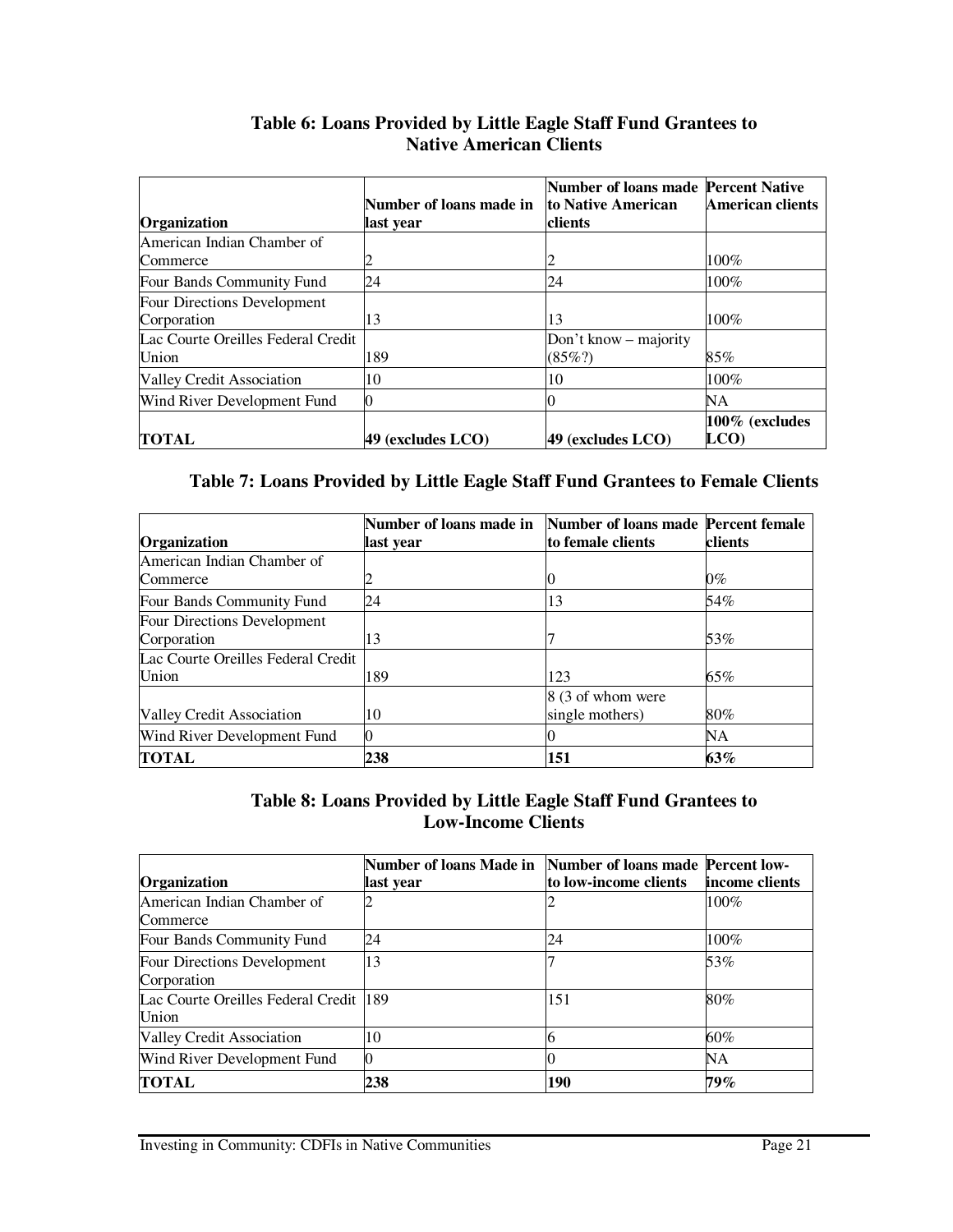### Table 6: Loans Provided by Little Eagle Staff Fund Grantees to Native American Clients

| Organization | Number of loans made in last year | Number of loans made to Native American clients | Percent Native American clients |
|---|---|---|---|
| American Indian Chamber of Commerce | 2 | 2 | 100% |
| Four Bands Community Fund | 24 | 24 | 100% |
| Four Directions Development Corporation | 13 | 13 | 100% |
| Lac Courte Oreilles Federal Credit Union | 189 | Don't know – majority (85%?) | 85% |
| Valley Credit Association | 10 | 10 | 100% |
| Wind River Development Fund | 0 | 0 | NA |
| **TOTAL** | **49 (excludes LCO)** | **49 (excludes LCO)** | **100% (excludes LCO)** |

### Table 7: Loans Provided by Little Eagle Staff Fund Grantees to Female Clients

| Organization | Number of loans made in last year | Number of loans made to female clients | Percent female clients |
|---|---|---|---|
| American Indian Chamber of Commerce | 2 | 0 | 0% |
| Four Bands Community Fund | 24 | 13 | 54% |
| Four Directions Development Corporation | 13 | 7 | 53% |
| Lac Courte Oreilles Federal Credit Union | 189 | 123 | 65% |
| Valley Credit Association | 10 | 8 (3 of whom were single mothers) | 80% |
| Wind River Development Fund | 0 | 0 | NA |
| **TOTAL** | **238** | **151** | **63%** |

### Table 8: Loans Provided by Little Eagle Staff Fund Grantees to Low-Income Clients

| Organization | Number of loans Made in last year | Number of loans made to low-income clients | Percent low-income clients |
|---|---|---|---|
| American Indian Chamber of Commerce | 2 | 2 | 100% |
| Four Bands Community Fund | 24 | 24 | 100% |
| Four Directions Development Corporation | 13 | 7 | 53% |
| Lac Courte Oreilles Federal Credit Union | 189 | 151 | 80% |
| Valley Credit Association | 10 | 6 | 60% |
| Wind River Development Fund | 0 | 0 | NA |
| **TOTAL** | **238** | **190** | **79%** |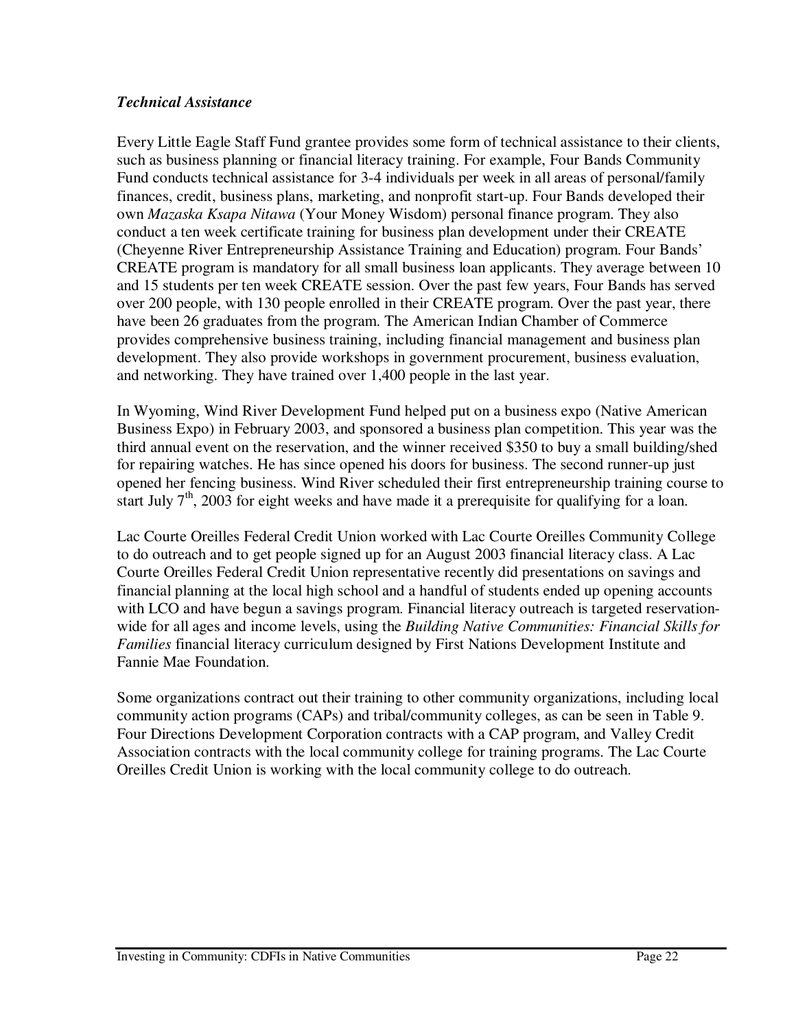***Technical Assistance***

Every Little Eagle Staff Fund grantee provides some form of technical assistance to their clients, such as business planning or financial literacy training. For example, Four Bands Community Fund conducts technical assistance for 3-4 individuals per week in all areas of personal/family finances, credit, business plans, marketing, and nonprofit start-up. Four Bands developed their own *Mazaska Ksapa Nitawa* (Your Money Wisdom) personal finance program. They also conduct a ten week certificate training for business plan development under their CREATE (Cheyenne River Entrepreneurship Assistance Training and Education) program. Four Bands' CREATE program is mandatory for all small business loan applicants. They average between 10 and 15 students per ten week CREATE session. Over the past few years, Four Bands has served over 200 people, with 130 people enrolled in their CREATE program. Over the past year, there have been 26 graduates from the program. The American Indian Chamber of Commerce provides comprehensive business training, including financial management and business plan development. They also provide workshops in government procurement, business evaluation, and networking. They have trained over 1,400 people in the last year.

In Wyoming, Wind River Development Fund helped put on a business expo (Native American Business Expo) in February 2003, and sponsored a business plan competition. This year was the third annual event on the reservation, and the winner received $350 to buy a small building/shed for repairing watches. He has since opened his doors for business. The second runner-up just opened her fencing business. Wind River scheduled their first entrepreneurship training course to start July 7th, 2003 for eight weeks and have made it a prerequisite for qualifying for a loan.

Lac Courte Oreilles Federal Credit Union worked with Lac Courte Oreilles Community College to do outreach and to get people signed up for an August 2003 financial literacy class. A Lac Courte Oreilles Federal Credit Union representative recently did presentations on savings and financial planning at the local high school and a handful of students ended up opening accounts with LCO and have begun a savings program. Financial literacy outreach is targeted reservation-wide for all ages and income levels, using the *Building Native Communities: Financial Skills for Families* financial literacy curriculum designed by First Nations Development Institute and Fannie Mae Foundation.

Some organizations contract out their training to other community organizations, including local community action programs (CAPs) and tribal/community colleges, as can be seen in Table 9. Four Directions Development Corporation contracts with a CAP program, and Valley Credit Association contracts with the local community college for training programs. The Lac Courte Oreilles Credit Union is working with the local community college to do outreach.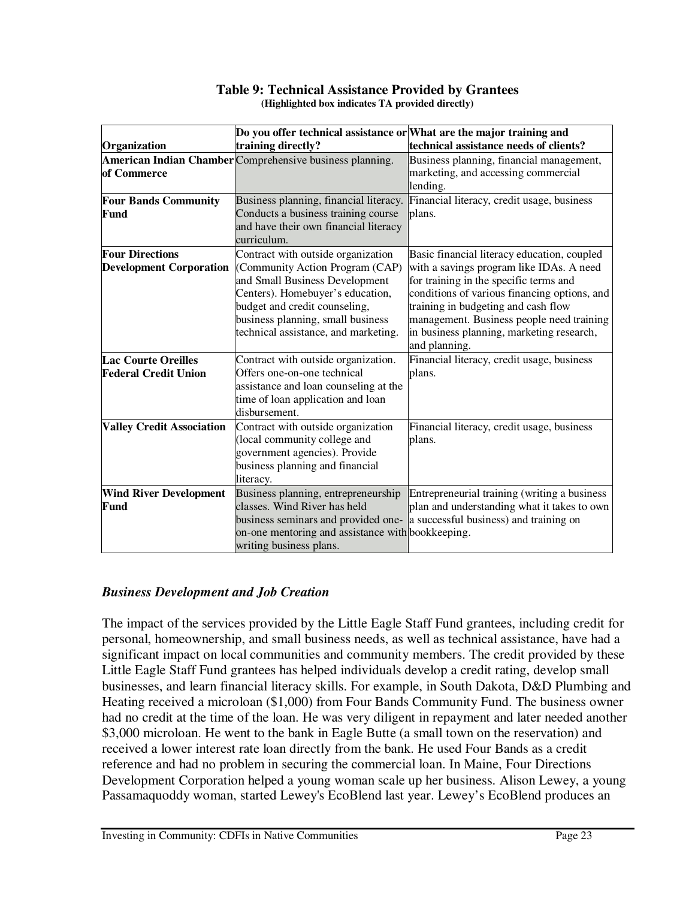**Table 9: Technical Assistance Provided by Grantees**
**(Highlighted box indicates TA provided directly)**

| Organization | Do you offer technical assistance or training directly? | What are the major training and technical assistance needs of clients? |
|---|---|---|
| **American Indian Chamber of Commerce** | Comprehensive business planning. | Business planning, financial management, marketing, and accessing commercial lending. |
| **Four Bands Community Fund** | Business planning, financial literacy. Conducts a business training course and have their own financial literacy curriculum. | Financial literacy, credit usage, business plans. |
| **Four Directions Development Corporation** | Contract with outside organization (Community Action Program (CAP) and Small Business Development Centers). Homebuyer's education, budget and credit counseling, business planning, small business technical assistance, and marketing. | Basic financial literacy education, coupled with a savings program like IDAs. A need for training in the specific terms and conditions of various financing options, and training in budgeting and cash flow management. Business people need training in business planning, marketing research, and planning. |
| **Lac Courte Oreilles Federal Credit Union** | Contract with outside organization. Offers one-on-one technical assistance and loan counseling at the time of loan application and loan disbursement. | Financial literacy, credit usage, business plans. |
| **Valley Credit Association** | Contract with outside organization (local community college and government agencies). Provide business planning and financial literacy. | Financial literacy, credit usage, business plans. |
| **Wind River Development Fund** | Business planning, entrepreneurship classes. Wind River has held business seminars and provided one-on-one mentoring and assistance with writing business plans. | Entrepreneurial training (writing a business plan and understanding what it takes to own a successful business) and training on bookkeeping. |

### *Business Development and Job Creation*

The impact of the services provided by the Little Eagle Staff Fund grantees, including credit for personal, homeownership, and small business needs, as well as technical assistance, have had a significant impact on local communities and community members. The credit provided by these Little Eagle Staff Fund grantees has helped individuals develop a credit rating, develop small businesses, and learn financial literacy skills. For example, in South Dakota, D&D Plumbing and Heating received a microloan ($1,000) from Four Bands Community Fund. The business owner had no credit at the time of the loan. He was very diligent in repayment and later needed another $3,000 microloan. He went to the bank in Eagle Butte (a small town on the reservation) and received a lower interest rate loan directly from the bank. He used Four Bands as a credit reference and had no problem in securing the commercial loan. In Maine, Four Directions Development Corporation helped a young woman scale up her business. Alison Lewey, a young Passamaquoddy woman, started Lewey's EcoBlend last year. Lewey's EcoBlend produces an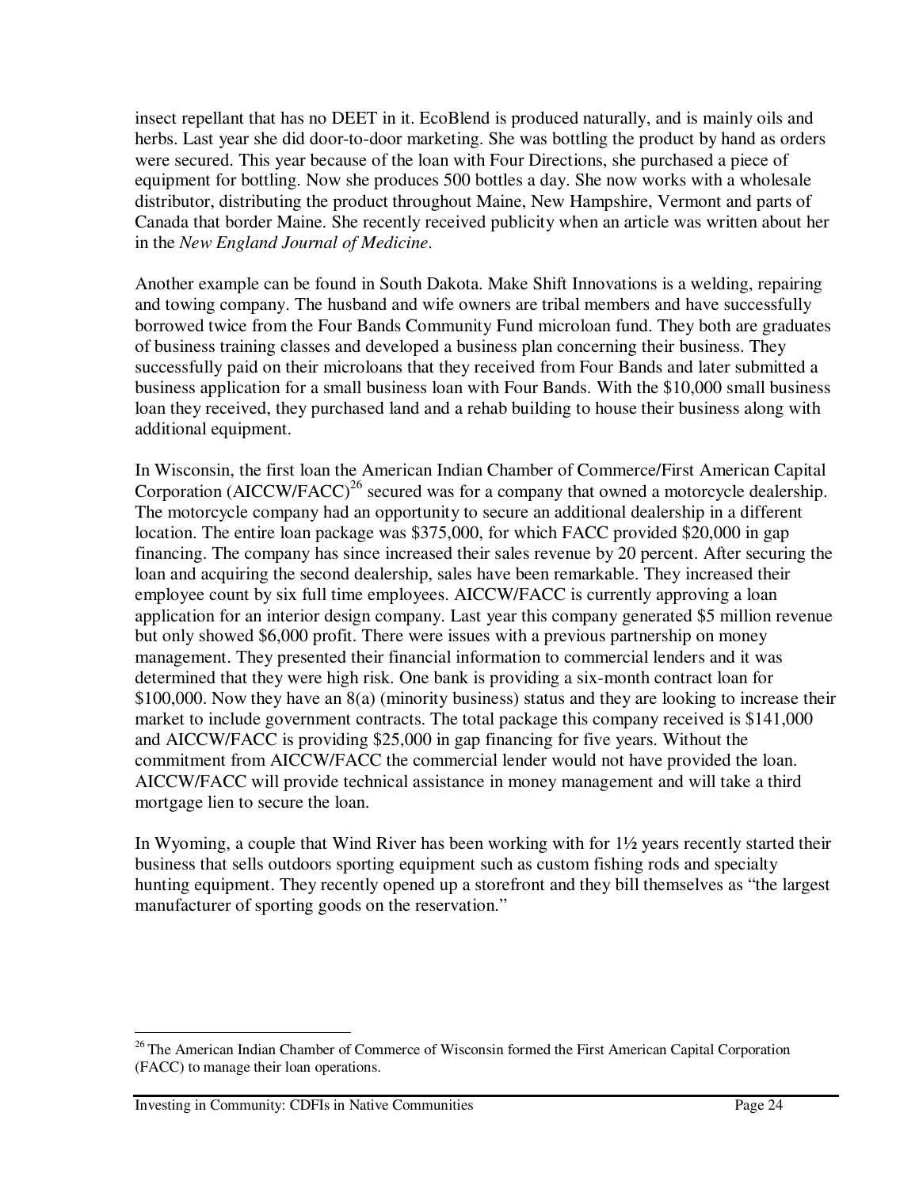insect repellant that has no DEET in it. EcoBlend is produced naturally, and is mainly oils and herbs. Last year she did door-to-door marketing. She was bottling the product by hand as orders were secured. This year because of the loan with Four Directions, she purchased a piece of equipment for bottling. Now she produces 500 bottles a day. She now works with a wholesale distributor, distributing the product throughout Maine, New Hampshire, Vermont and parts of Canada that border Maine. She recently received publicity when an article was written about her in the *New England Journal of Medicine*.

Another example can be found in South Dakota. Make Shift Innovations is a welding, repairing and towing company. The husband and wife owners are tribal members and have successfully borrowed twice from the Four Bands Community Fund microloan fund. They both are graduates of business training classes and developed a business plan concerning their business. They successfully paid on their microloans that they received from Four Bands and later submitted a business application for a small business loan with Four Bands. With the $10,000 small business loan they received, they purchased land and a rehab building to house their business along with additional equipment.

In Wisconsin, the first loan the American Indian Chamber of Commerce/First American Capital Corporation (AICCW/FACC)[26] secured was for a company that owned a motorcycle dealership. The motorcycle company had an opportunity to secure an additional dealership in a different location. The entire loan package was $375,000, for which FACC provided $20,000 in gap financing. The company has since increased their sales revenue by 20 percent. After securing the loan and acquiring the second dealership, sales have been remarkable. They increased their employee count by six full time employees. AICCW/FACC is currently approving a loan application for an interior design company. Last year this company generated $5 million revenue but only showed $6,000 profit. There were issues with a previous partnership on money management. They presented their financial information to commercial lenders and it was determined that they were high risk. One bank is providing a six-month contract loan for $100,000. Now they have an 8(a) (minority business) status and they are looking to increase their market to include government contracts. The total package this company received is $141,000 and AICCW/FACC is providing $25,000 in gap financing for five years. Without the commitment from AICCW/FACC the commercial lender would not have provided the loan. AICCW/FACC will provide technical assistance in money management and will take a third mortgage lien to secure the loan.

In Wyoming, a couple that Wind River has been working with for 1½ years recently started their business that sells outdoors sporting equipment such as custom fishing rods and specialty hunting equipment. They recently opened up a storefront and they bill themselves as "the largest manufacturer of sporting goods on the reservation."

---

[26] The American Indian Chamber of Commerce of Wisconsin formed the First American Capital Corporation (FACC) to manage their loan operations.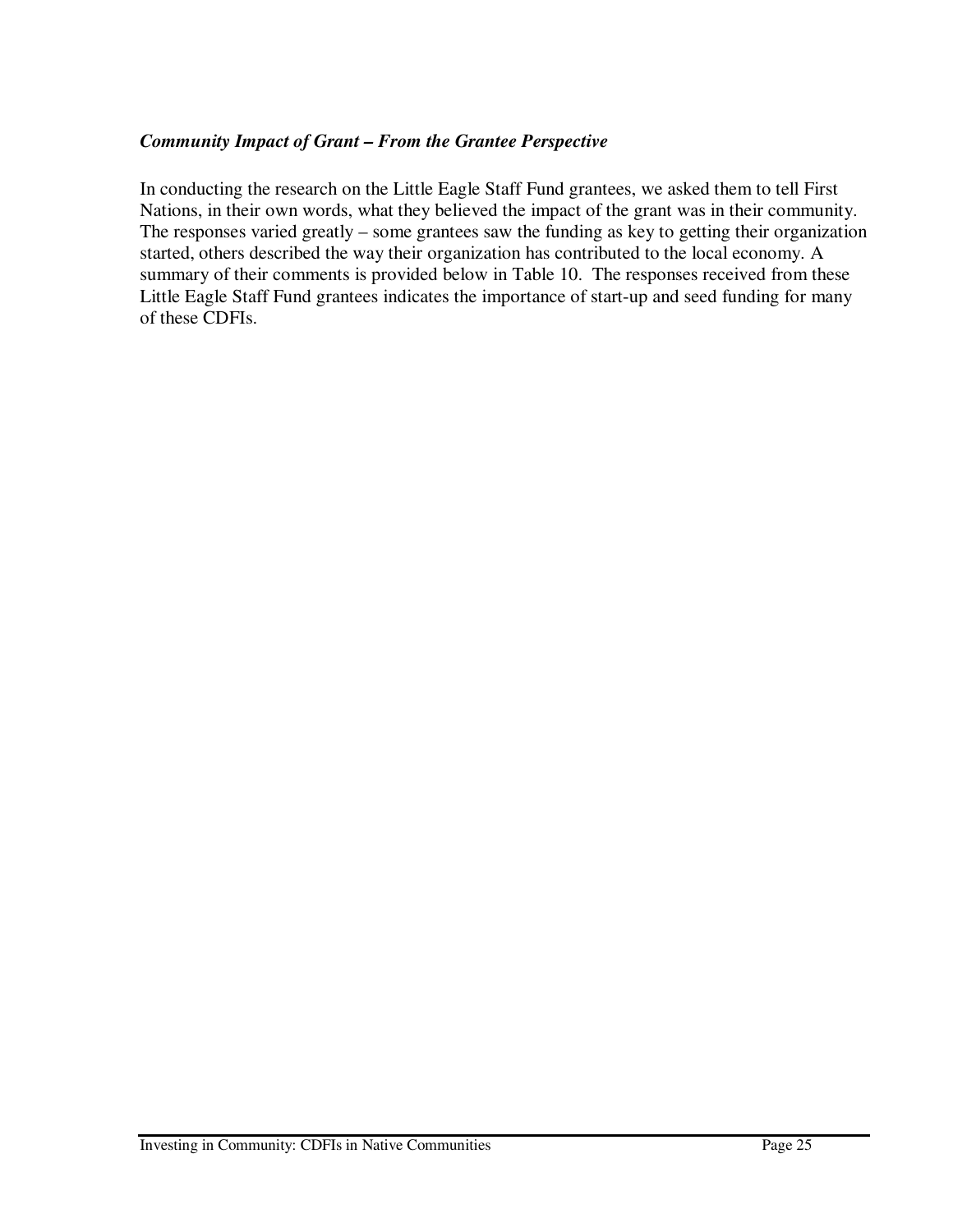### ***Community Impact of Grant – From the Grantee Perspective***

In conducting the research on the Little Eagle Staff Fund grantees, we asked them to tell First Nations, in their own words, what they believed the impact of the grant was in their community. The responses varied greatly – some grantees saw the funding as key to getting their organization started, others described the way their organization has contributed to the local economy. A summary of their comments is provided below in Table 10. The responses received from these Little Eagle Staff Fund grantees indicates the importance of start-up and seed funding for many of these CDFIs.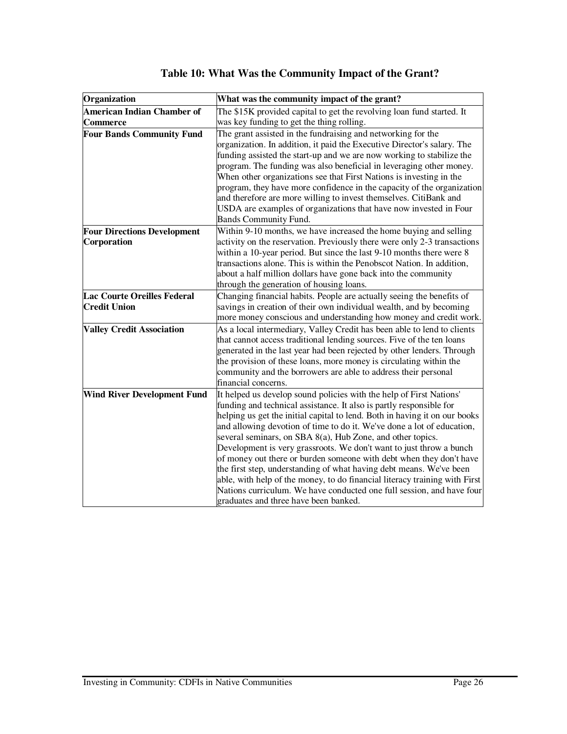## Table 10: What Was the Community Impact of the Grant?

| Organization | What was the community impact of the grant? |
|---|---|
| **American Indian Chamber of Commerce** | The $15K provided capital to get the revolving loan fund started. It was key funding to get the thing rolling. |
| **Four Bands Community Fund** | The grant assisted in the fundraising and networking for the organization. In addition, it paid the Executive Director's salary. The funding assisted the start-up and we are now working to stabilize the program. The funding was also beneficial in leveraging other money. When other organizations see that First Nations is investing in the program, they have more confidence in the capacity of the organization and therefore are more willing to invest themselves. CitiBank and USDA are examples of organizations that have now invested in Four Bands Community Fund. |
| **Four Directions Development Corporation** | Within 9-10 months, we have increased the home buying and selling activity on the reservation. Previously there were only 2-3 transactions within a 10-year period. But since the last 9-10 months there were 8 transactions alone. This is within the Penobscot Nation. In addition, about a half million dollars have gone back into the community through the generation of housing loans. |
| **Lac Courte Oreilles Federal Credit Union** | Changing financial habits. People are actually seeing the benefits of savings in creation of their own individual wealth, and by becoming more money conscious and understanding how money and credit work. |
| **Valley Credit Association** | As a local intermediary, Valley Credit has been able to lend to clients that cannot access traditional lending sources. Five of the ten loans generated in the last year had been rejected by other lenders. Through the provision of these loans, more money is circulating within the community and the borrowers are able to address their personal financial concerns. |
| **Wind River Development Fund** | It helped us develop sound policies with the help of First Nations' funding and technical assistance. It also is partly responsible for helping us get the initial capital to lend. Both in having it on our books and allowing devotion of time to do it. We've done a lot of education, several seminars, on SBA 8(a), Hub Zone, and other topics. Development is very grassroots. We don't want to just throw a bunch of money out there or burden someone with debt when they don't have the first step, understanding of what having debt means. We've been able, with help of the money, to do financial literacy training with First Nations curriculum. We have conducted one full session, and have four graduates and three have been banked. |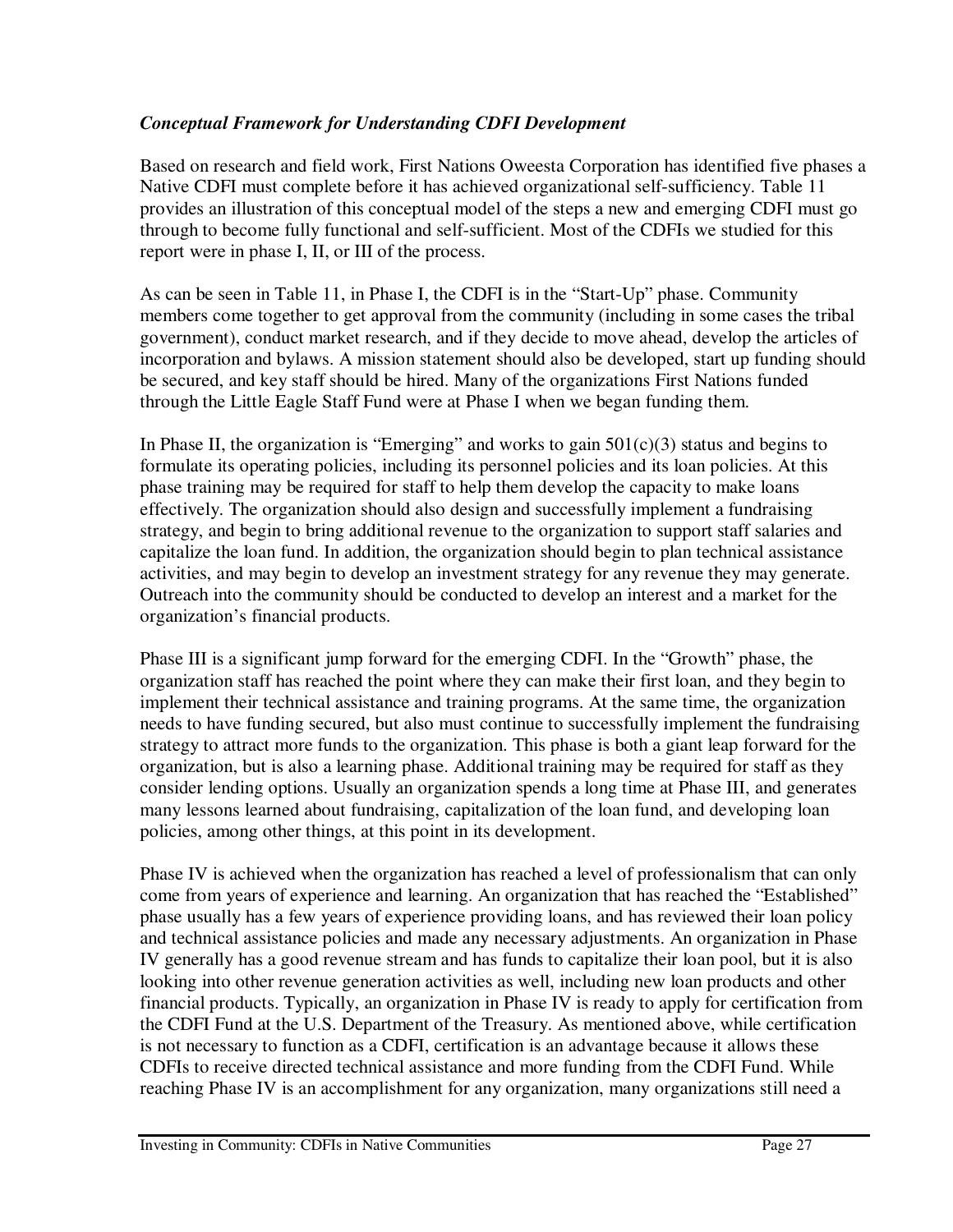### *Conceptual Framework for Understanding CDFI Development*

Based on research and field work, First Nations Oweesta Corporation has identified five phases a Native CDFI must complete before it has achieved organizational self-sufficiency. Table 11 provides an illustration of this conceptual model of the steps a new and emerging CDFI must go through to become fully functional and self-sufficient. Most of the CDFIs we studied for this report were in phase I, II, or III of the process.

As can be seen in Table 11, in Phase I, the CDFI is in the "Start-Up" phase. Community members come together to get approval from the community (including in some cases the tribal government), conduct market research, and if they decide to move ahead, develop the articles of incorporation and bylaws. A mission statement should also be developed, start up funding should be secured, and key staff should be hired. Many of the organizations First Nations funded through the Little Eagle Staff Fund were at Phase I when we began funding them.

In Phase II, the organization is "Emerging" and works to gain 501(c)(3) status and begins to formulate its operating policies, including its personnel policies and its loan policies. At this phase training may be required for staff to help them develop the capacity to make loans effectively. The organization should also design and successfully implement a fundraising strategy, and begin to bring additional revenue to the organization to support staff salaries and capitalize the loan fund. In addition, the organization should begin to plan technical assistance activities, and may begin to develop an investment strategy for any revenue they may generate. Outreach into the community should be conducted to develop an interest and a market for the organization's financial products.

Phase III is a significant jump forward for the emerging CDFI. In the "Growth" phase, the organization staff has reached the point where they can make their first loan, and they begin to implement their technical assistance and training programs. At the same time, the organization needs to have funding secured, but also must continue to successfully implement the fundraising strategy to attract more funds to the organization. This phase is both a giant leap forward for the organization, but is also a learning phase. Additional training may be required for staff as they consider lending options. Usually an organization spends a long time at Phase III, and generates many lessons learned about fundraising, capitalization of the loan fund, and developing loan policies, among other things, at this point in its development.

Phase IV is achieved when the organization has reached a level of professionalism that can only come from years of experience and learning. An organization that has reached the "Established" phase usually has a few years of experience providing loans, and has reviewed their loan policy and technical assistance policies and made any necessary adjustments. An organization in Phase IV generally has a good revenue stream and has funds to capitalize their loan pool, but it is also looking into other revenue generation activities as well, including new loan products and other financial products. Typically, an organization in Phase IV is ready to apply for certification from the CDFI Fund at the U.S. Department of the Treasury. As mentioned above, while certification is not necessary to function as a CDFI, certification is an advantage because it allows these CDFIs to receive directed technical assistance and more funding from the CDFI Fund. While reaching Phase IV is an accomplishment for any organization, many organizations still need a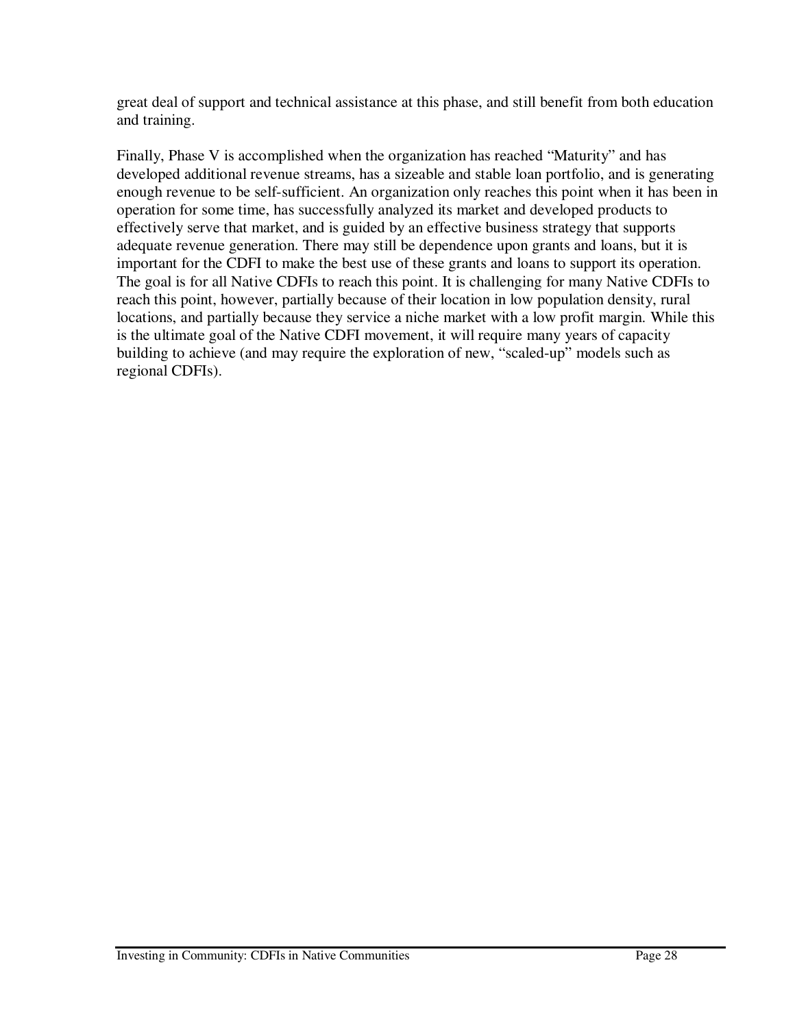great deal of support and technical assistance at this phase, and still benefit from both education and training.

Finally, Phase V is accomplished when the organization has reached "Maturity" and has developed additional revenue streams, has a sizeable and stable loan portfolio, and is generating enough revenue to be self-sufficient. An organization only reaches this point when it has been in operation for some time, has successfully analyzed its market and developed products to effectively serve that market, and is guided by an effective business strategy that supports adequate revenue generation. There may still be dependence upon grants and loans, but it is important for the CDFI to make the best use of these grants and loans to support its operation. The goal is for all Native CDFIs to reach this point. It is challenging for many Native CDFIs to reach this point, however, partially because of their location in low population density, rural locations, and partially because they service a niche market with a low profit margin. While this is the ultimate goal of the Native CDFI movement, it will require many years of capacity building to achieve (and may require the exploration of new, "scaled-up" models such as regional CDFIs).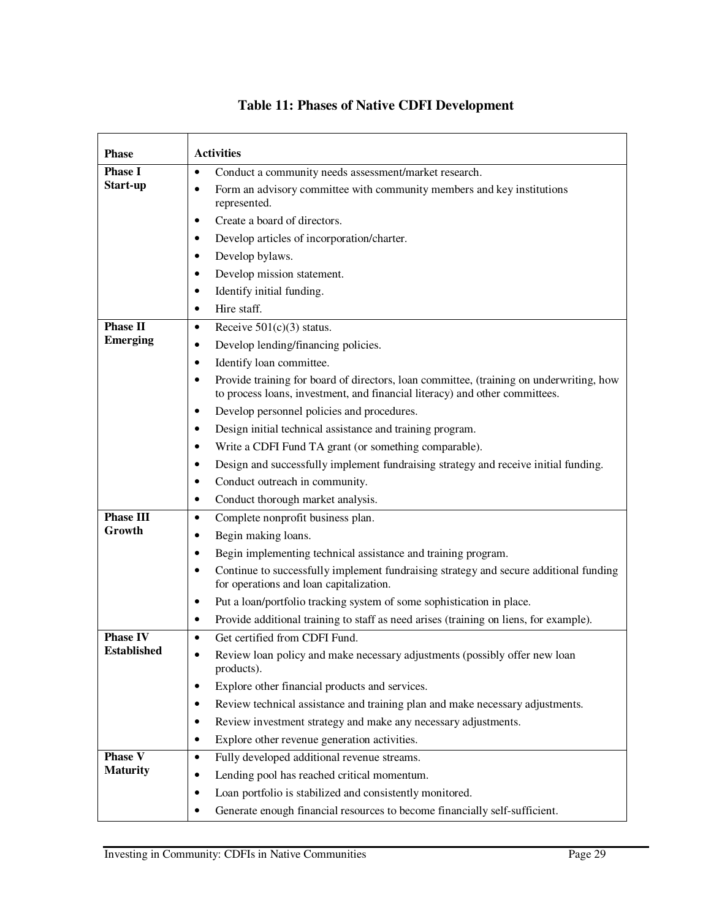## Table 11: Phases of Native CDFI Development

| Phase | Activities |
|---|---|
| **Phase I Start-up** | • Conduct a community needs assessment/market research.<br>• Form an advisory committee with community members and key institutions represented.<br>• Create a board of directors.<br>• Develop articles of incorporation/charter.<br>• Develop bylaws.<br>• Develop mission statement.<br>• Identify initial funding.<br>• Hire staff. |
| **Phase II Emerging** | • Receive 501(c)(3) status.<br>• Develop lending/financing policies.<br>• Identify loan committee.<br>• Provide training for board of directors, loan committee, (training on underwriting, how to process loans, investment, and financial literacy) and other committees.<br>• Develop personnel policies and procedures.<br>• Design initial technical assistance and training program.<br>• Write a CDFI Fund TA grant (or something comparable).<br>• Design and successfully implement fundraising strategy and receive initial funding.<br>• Conduct outreach in community.<br>• Conduct thorough market analysis. |
| **Phase III Growth** | • Complete nonprofit business plan.<br>• Begin making loans.<br>• Begin implementing technical assistance and training program.<br>• Continue to successfully implement fundraising strategy and secure additional funding for operations and loan capitalization.<br>• Put a loan/portfolio tracking system of some sophistication in place.<br>• Provide additional training to staff as need arises (training on liens, for example). |
| **Phase IV Established** | • Get certified from CDFI Fund.<br>• Review loan policy and make necessary adjustments (possibly offer new loan products).<br>• Explore other financial products and services.<br>• Review technical assistance and training plan and make necessary adjustments.<br>• Review investment strategy and make any necessary adjustments.<br>• Explore other revenue generation activities. |
| **Phase V Maturity** | • Fully developed additional revenue streams.<br>• Lending pool has reached critical momentum.<br>• Loan portfolio is stabilized and consistently monitored.<br>• Generate enough financial resources to become financially self-sufficient. |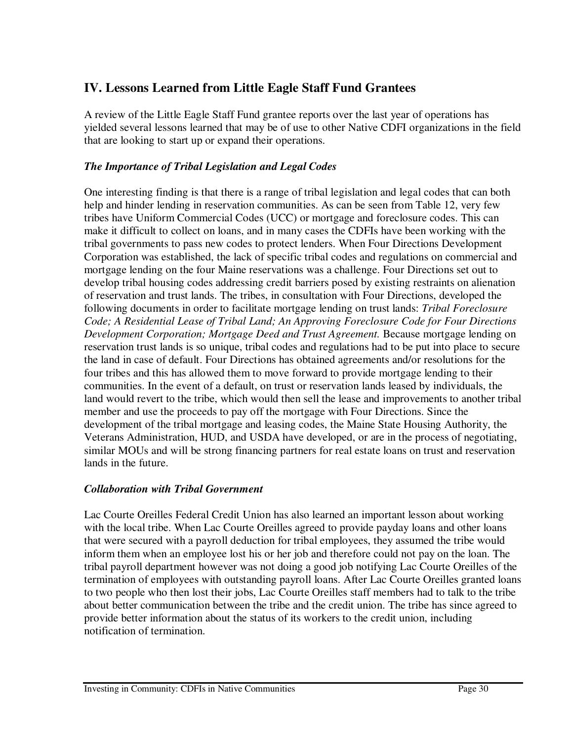## IV. Lessons Learned from Little Eagle Staff Fund Grantees

A review of the Little Eagle Staff Fund grantee reports over the last year of operations has yielded several lessons learned that may be of use to other Native CDFI organizations in the field that are looking to start up or expand their operations.

### *The Importance of Tribal Legislation and Legal Codes*

One interesting finding is that there is a range of tribal legislation and legal codes that can both help and hinder lending in reservation communities. As can be seen from Table 12, very few tribes have Uniform Commercial Codes (UCC) or mortgage and foreclosure codes. This can make it difficult to collect on loans, and in many cases the CDFIs have been working with the tribal governments to pass new codes to protect lenders. When Four Directions Development Corporation was established, the lack of specific tribal codes and regulations on commercial and mortgage lending on the four Maine reservations was a challenge. Four Directions set out to develop tribal housing codes addressing credit barriers posed by existing restraints on alienation of reservation and trust lands. The tribes, in consultation with Four Directions, developed the following documents in order to facilitate mortgage lending on trust lands: *Tribal Foreclosure Code; A Residential Lease of Tribal Land; An Approving Foreclosure Code for Four Directions Development Corporation; Mortgage Deed and Trust Agreement.* Because mortgage lending on reservation trust lands is so unique, tribal codes and regulations had to be put into place to secure the land in case of default. Four Directions has obtained agreements and/or resolutions for the four tribes and this has allowed them to move forward to provide mortgage lending to their communities. In the event of a default, on trust or reservation lands leased by individuals, the land would revert to the tribe, which would then sell the lease and improvements to another tribal member and use the proceeds to pay off the mortgage with Four Directions. Since the development of the tribal mortgage and leasing codes, the Maine State Housing Authority, the Veterans Administration, HUD, and USDA have developed, or are in the process of negotiating, similar MOUs and will be strong financing partners for real estate loans on trust and reservation lands in the future.

### *Collaboration with Tribal Government*

Lac Courte Oreilles Federal Credit Union has also learned an important lesson about working with the local tribe. When Lac Courte Oreilles agreed to provide payday loans and other loans that were secured with a payroll deduction for tribal employees, they assumed the tribe would inform them when an employee lost his or her job and therefore could not pay on the loan. The tribal payroll department however was not doing a good job notifying Lac Courte Oreilles of the termination of employees with outstanding payroll loans. After Lac Courte Oreilles granted loans to two people who then lost their jobs, Lac Courte Oreilles staff members had to talk to the tribe about better communication between the tribe and the credit union. The tribe has since agreed to provide better information about the status of its workers to the credit union, including notification of termination.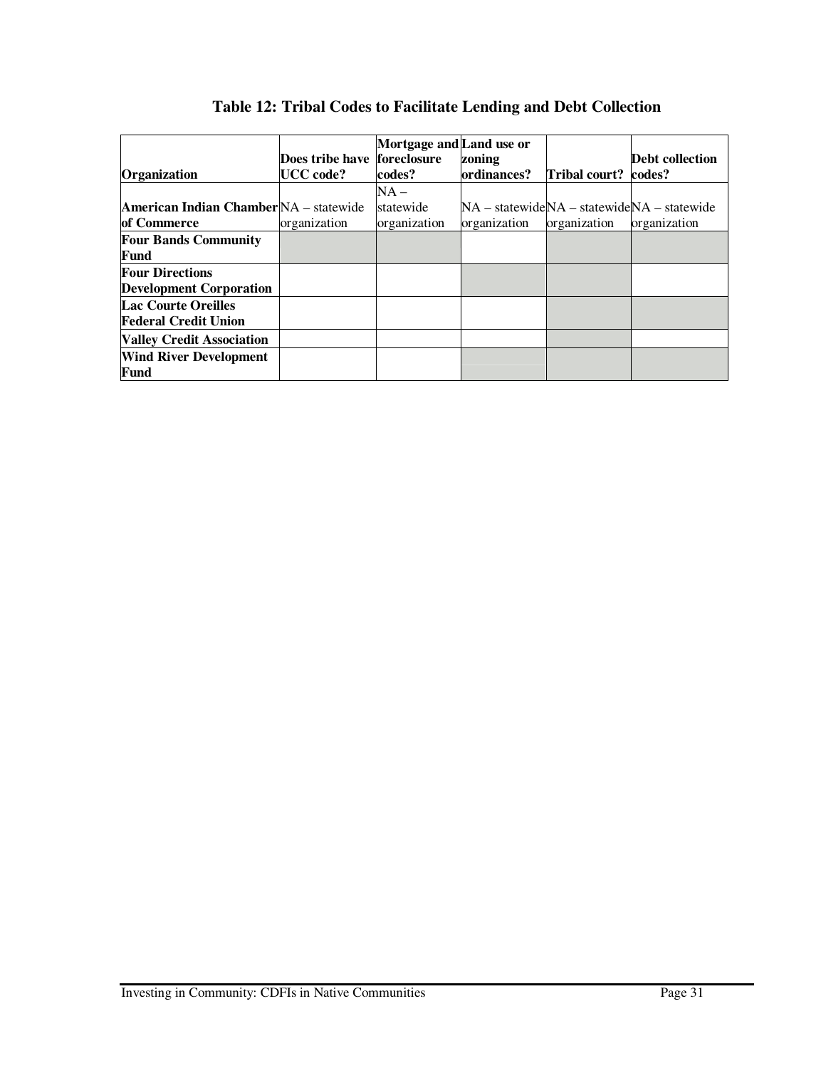## Table 12: Tribal Codes to Facilitate Lending and Debt Collection

| Organization | Does tribe have UCC code? | Mortgage and foreclosure codes? | Land use or zoning ordinances? | Tribal court? | Debt collection codes? |
|---|---|---|---|---|---|
| **American Indian Chamber of Commerce** | NA – statewide organization | NA – statewide organization | NA – statewide organization | NA – statewide organization | NA – statewide organization |
| **Four Bands Community Fund** | | | | | |
| **Four Directions Development Corporation** | | | | | |
| **Lac Courte Oreilles Federal Credit Union** | | | | | |
| **Valley Credit Association** | | | | | |
| **Wind River Development Fund** | | | | | |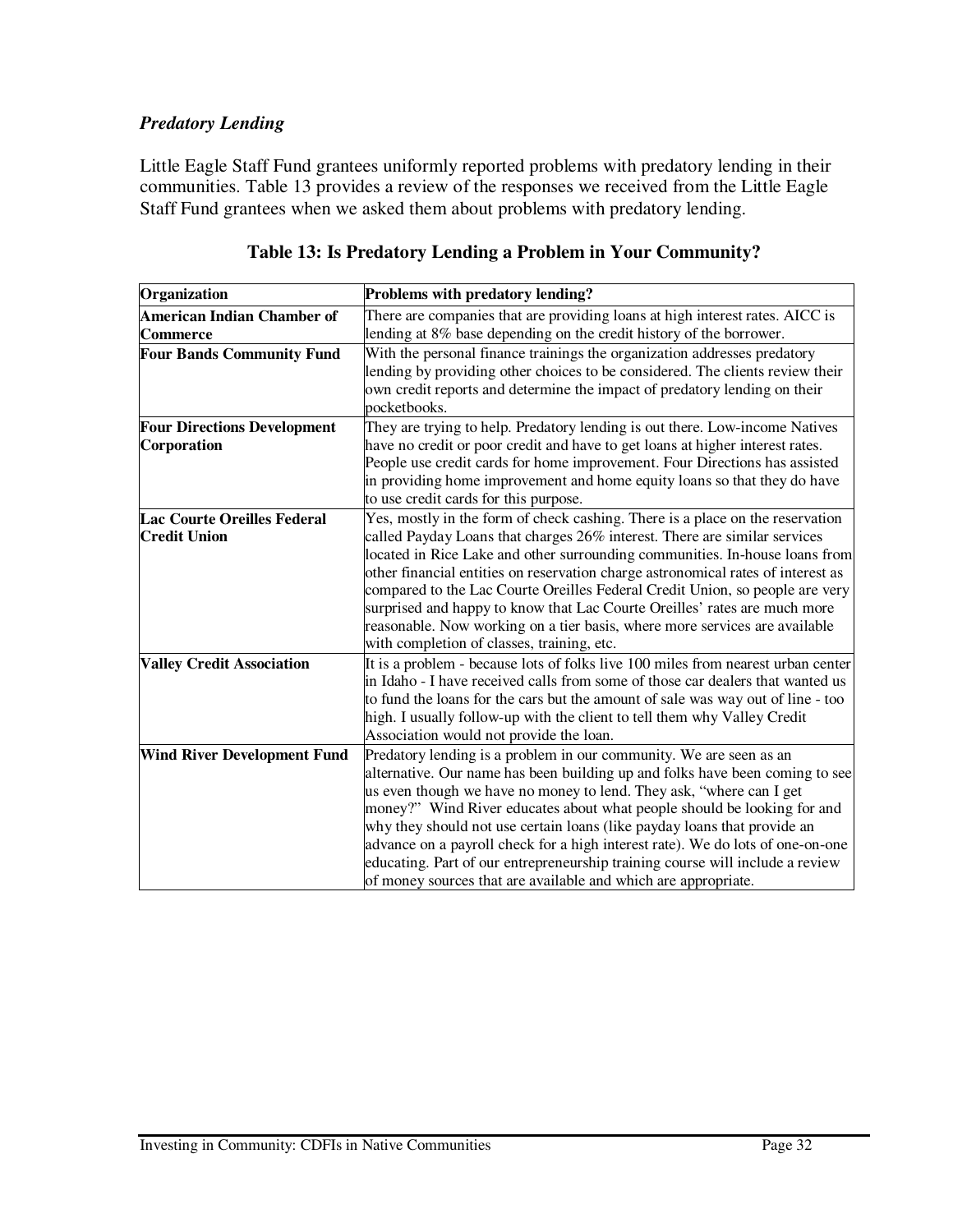### *Predatory Lending*

Little Eagle Staff Fund grantees uniformly reported problems with predatory lending in their communities. Table 13 provides a review of the responses we received from the Little Eagle Staff Fund grantees when we asked them about problems with predatory lending.

**Table 13: Is Predatory Lending a Problem in Your Community?**

| Organization | Problems with predatory lending? |
|---|---|
| **American Indian Chamber of Commerce** | There are companies that are providing loans at high interest rates. AICC is lending at 8% base depending on the credit history of the borrower. |
| **Four Bands Community Fund** | With the personal finance trainings the organization addresses predatory lending by providing other choices to be considered. The clients review their own credit reports and determine the impact of predatory lending on their pocketbooks. |
| **Four Directions Development Corporation** | They are trying to help. Predatory lending is out there. Low-income Natives have no credit or poor credit and have to get loans at higher interest rates. People use credit cards for home improvement. Four Directions has assisted in providing home improvement and home equity loans so that they do have to use credit cards for this purpose. |
| **Lac Courte Oreilles Federal Credit Union** | Yes, mostly in the form of check cashing. There is a place on the reservation called Payday Loans that charges 26% interest. There are similar services located in Rice Lake and other surrounding communities. In-house loans from other financial entities on reservation charge astronomical rates of interest as compared to the Lac Courte Oreilles Federal Credit Union, so people are very surprised and happy to know that Lac Courte Oreilles' rates are much more reasonable. Now working on a tier basis, where more services are available with completion of classes, training, etc. |
| **Valley Credit Association** | It is a problem - because lots of folks live 100 miles from nearest urban center in Idaho - I have received calls from some of those car dealers that wanted us to fund the loans for the cars but the amount of sale was way out of line - too high. I usually follow-up with the client to tell them why Valley Credit Association would not provide the loan. |
| **Wind River Development Fund** | Predatory lending is a problem in our community. We are seen as an alternative. Our name has been building up and folks have been coming to see us even though we have no money to lend. They ask, "where can I get money?" Wind River educates about what people should be looking for and why they should not use certain loans (like payday loans that provide an advance on a payroll check for a high interest rate). We do lots of one-on-one educating. Part of our entrepreneurship training course will include a review of money sources that are available and which are appropriate. |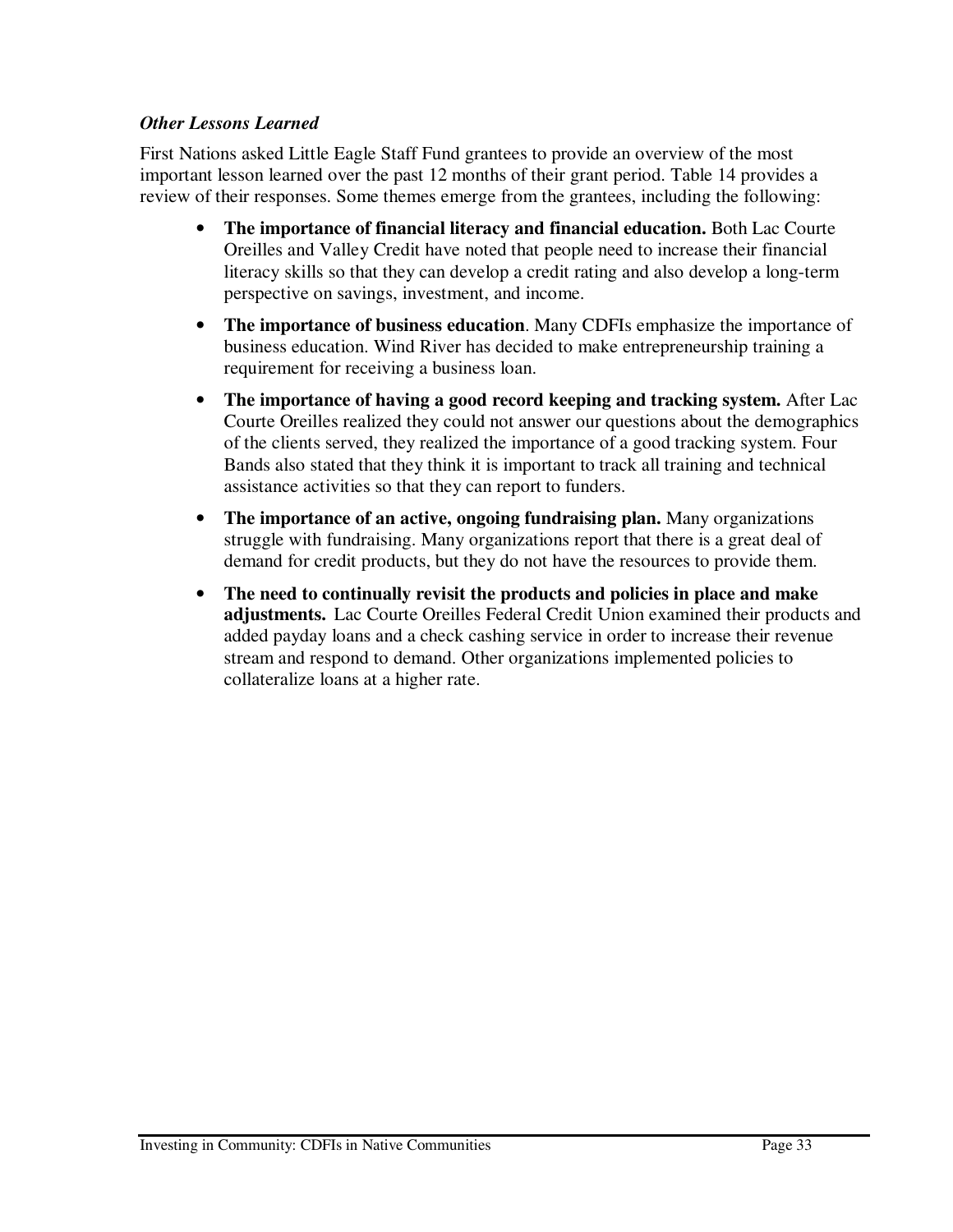### *Other Lessons Learned*

First Nations asked Little Eagle Staff Fund grantees to provide an overview of the most important lesson learned over the past 12 months of their grant period. Table 14 provides a review of their responses. Some themes emerge from the grantees, including the following:

- **The importance of financial literacy and financial education.** Both Lac Courte Oreilles and Valley Credit have noted that people need to increase their financial literacy skills so that they can develop a credit rating and also develop a long-term perspective on savings, investment, and income.
- **The importance of business education**. Many CDFIs emphasize the importance of business education. Wind River has decided to make entrepreneurship training a requirement for receiving a business loan.
- **The importance of having a good record keeping and tracking system.** After Lac Courte Oreilles realized they could not answer our questions about the demographics of the clients served, they realized the importance of a good tracking system. Four Bands also stated that they think it is important to track all training and technical assistance activities so that they can report to funders.
- **The importance of an active, ongoing fundraising plan.** Many organizations struggle with fundraising. Many organizations report that there is a great deal of demand for credit products, but they do not have the resources to provide them.
- **The need to continually revisit the products and policies in place and make adjustments.** Lac Courte Oreilles Federal Credit Union examined their products and added payday loans and a check cashing service in order to increase their revenue stream and respond to demand. Other organizations implemented policies to collateralize loans at a higher rate.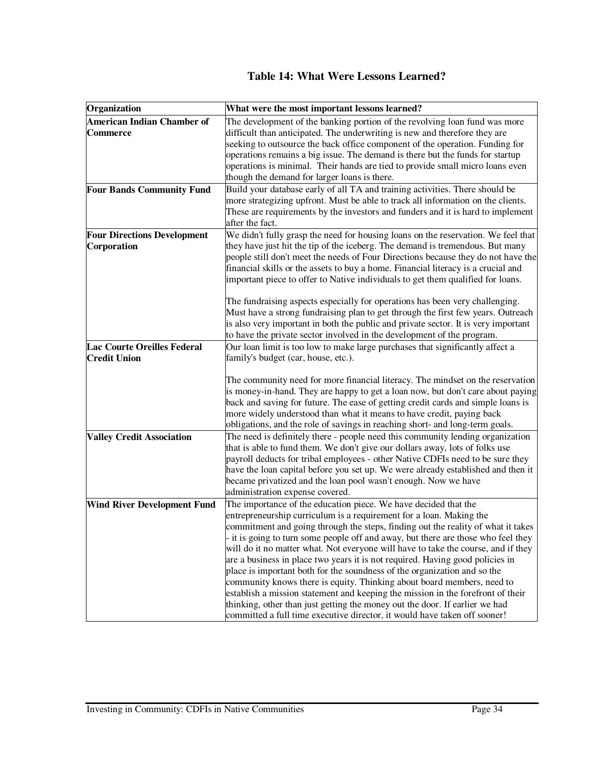## Table 14: What Were Lessons Learned?

| Organization | What were the most important lessons learned? |
|---|---|
| **American Indian Chamber of Commerce** | The development of the banking portion of the revolving loan fund was more difficult than anticipated. The underwriting is new and therefore they are seeking to outsource the back office component of the operation. Funding for operations remains a big issue. The demand is there but the funds for startup operations is minimal. Their hands are tied to provide small micro loans even though the demand for larger loans is there. |
| **Four Bands Community Fund** | Build your database early of all TA and training activities. There should be more strategizing upfront. Must be able to track all information on the clients. These are requirements by the investors and funders and it is hard to implement after the fact. |
| **Four Directions Development Corporation** | We didn't fully grasp the need for housing loans on the reservation. We feel that they have just hit the tip of the iceberg. The demand is tremendous. But many people still don't meet the needs of Four Directions because they do not have the financial skills or the assets to buy a home. Financial literacy is a crucial and important piece to offer to Native individuals to get them qualified for loans.<br><br>The fundraising aspects especially for operations has been very challenging. Must have a strong fundraising plan to get through the first few years. Outreach is also very important in both the public and private sector. It is very important to have the private sector involved in the development of the program. |
| **Lac Courte Oreilles Federal Credit Union** | Our loan limit is too low to make large purchases that significantly affect a family's budget (car, house, etc.).<br><br>The community need for more financial literacy. The mindset on the reservation is money-in-hand. They are happy to get a loan now, but don't care about paying back and saving for future. The ease of getting credit cards and simple loans is more widely understood than what it means to have credit, paying back obligations, and the role of savings in reaching short- and long-term goals. |
| **Valley Credit Association** | The need is definitely there - people need this community lending organization that is able to fund them. We don't give our dollars away, lots of folks use payroll deducts for tribal employees - other Native CDFIs need to be sure they have the loan capital before you set up. We were already established and then it became privatized and the loan pool wasn't enough. Now we have administration expense covered. |
| **Wind River Development Fund** | The importance of the education piece. We have decided that the entrepreneurship curriculum is a requirement for a loan. Making the commitment and going through the steps, finding out the reality of what it takes - it is going to turn some people off and away, but there are those who feel they will do it no matter what. Not everyone will have to take the course, and if they are a business in place two years it is not required. Having good policies in place is important both for the soundness of the organization and so the community knows there is equity. Thinking about board members, need to establish a mission statement and keeping the mission in the forefront of their thinking, other than just getting the money out the door. If earlier we had committed a full time executive director, it would have taken off sooner! |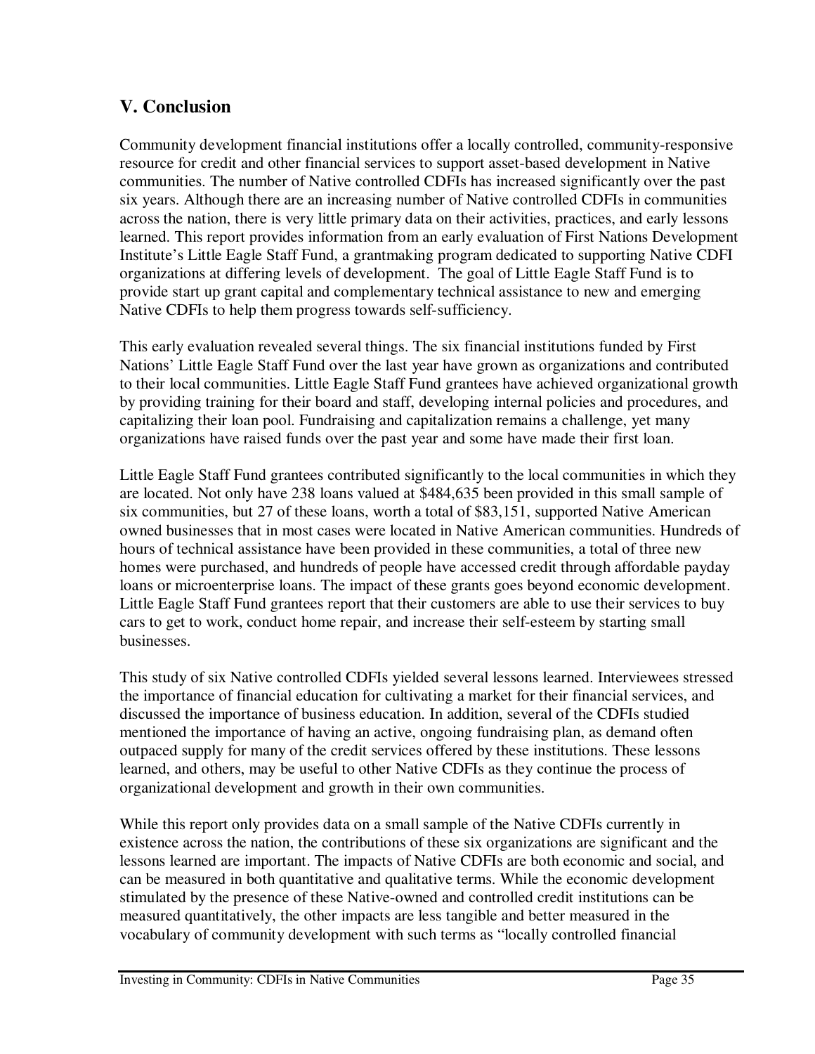## V. Conclusion

Community development financial institutions offer a locally controlled, community-responsive resource for credit and other financial services to support asset-based development in Native communities. The number of Native controlled CDFIs has increased significantly over the past six years. Although there are an increasing number of Native controlled CDFIs in communities across the nation, there is very little primary data on their activities, practices, and early lessons learned. This report provides information from an early evaluation of First Nations Development Institute's Little Eagle Staff Fund, a grantmaking program dedicated to supporting Native CDFI organizations at differing levels of development. The goal of Little Eagle Staff Fund is to provide start up grant capital and complementary technical assistance to new and emerging Native CDFIs to help them progress towards self-sufficiency.

This early evaluation revealed several things. The six financial institutions funded by First Nations' Little Eagle Staff Fund over the last year have grown as organizations and contributed to their local communities. Little Eagle Staff Fund grantees have achieved organizational growth by providing training for their board and staff, developing internal policies and procedures, and capitalizing their loan pool. Fundraising and capitalization remains a challenge, yet many organizations have raised funds over the past year and some have made their first loan.

Little Eagle Staff Fund grantees contributed significantly to the local communities in which they are located. Not only have 238 loans valued at $484,635 been provided in this small sample of six communities, but 27 of these loans, worth a total of $83,151, supported Native American owned businesses that in most cases were located in Native American communities. Hundreds of hours of technical assistance have been provided in these communities, a total of three new homes were purchased, and hundreds of people have accessed credit through affordable payday loans or microenterprise loans. The impact of these grants goes beyond economic development. Little Eagle Staff Fund grantees report that their customers are able to use their services to buy cars to get to work, conduct home repair, and increase their self-esteem by starting small businesses.

This study of six Native controlled CDFIs yielded several lessons learned. Interviewees stressed the importance of financial education for cultivating a market for their financial services, and discussed the importance of business education. In addition, several of the CDFIs studied mentioned the importance of having an active, ongoing fundraising plan, as demand often outpaced supply for many of the credit services offered by these institutions. These lessons learned, and others, may be useful to other Native CDFIs as they continue the process of organizational development and growth in their own communities.

While this report only provides data on a small sample of the Native CDFIs currently in existence across the nation, the contributions of these six organizations are significant and the lessons learned are important. The impacts of Native CDFIs are both economic and social, and can be measured in both quantitative and qualitative terms. While the economic development stimulated by the presence of these Native-owned and controlled credit institutions can be measured quantitatively, the other impacts are less tangible and better measured in the vocabulary of community development with such terms as "locally controlled financial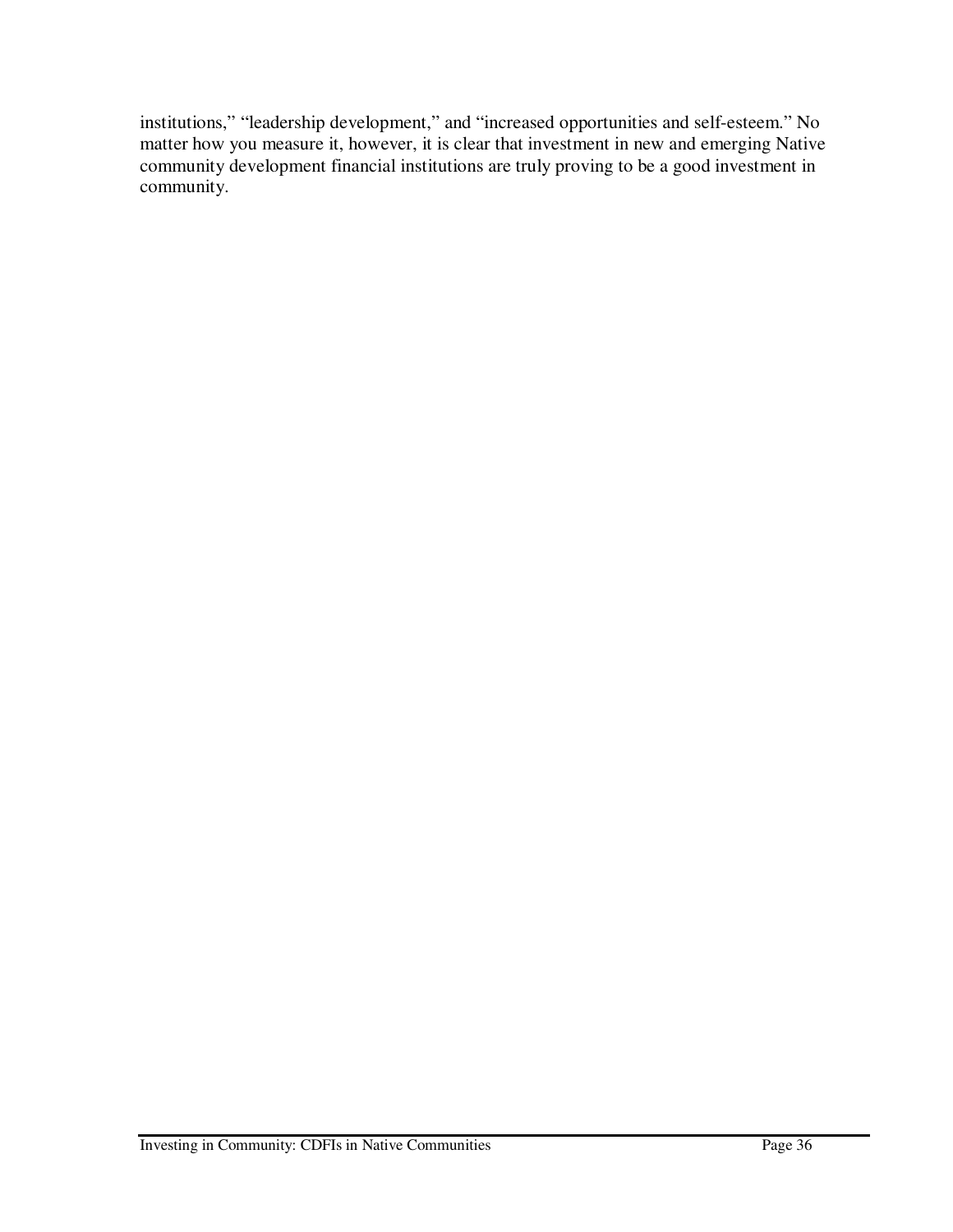institutions," "leadership development," and "increased opportunities and self-esteem." No matter how you measure it, however, it is clear that investment in new and emerging Native community development financial institutions are truly proving to be a good investment in community.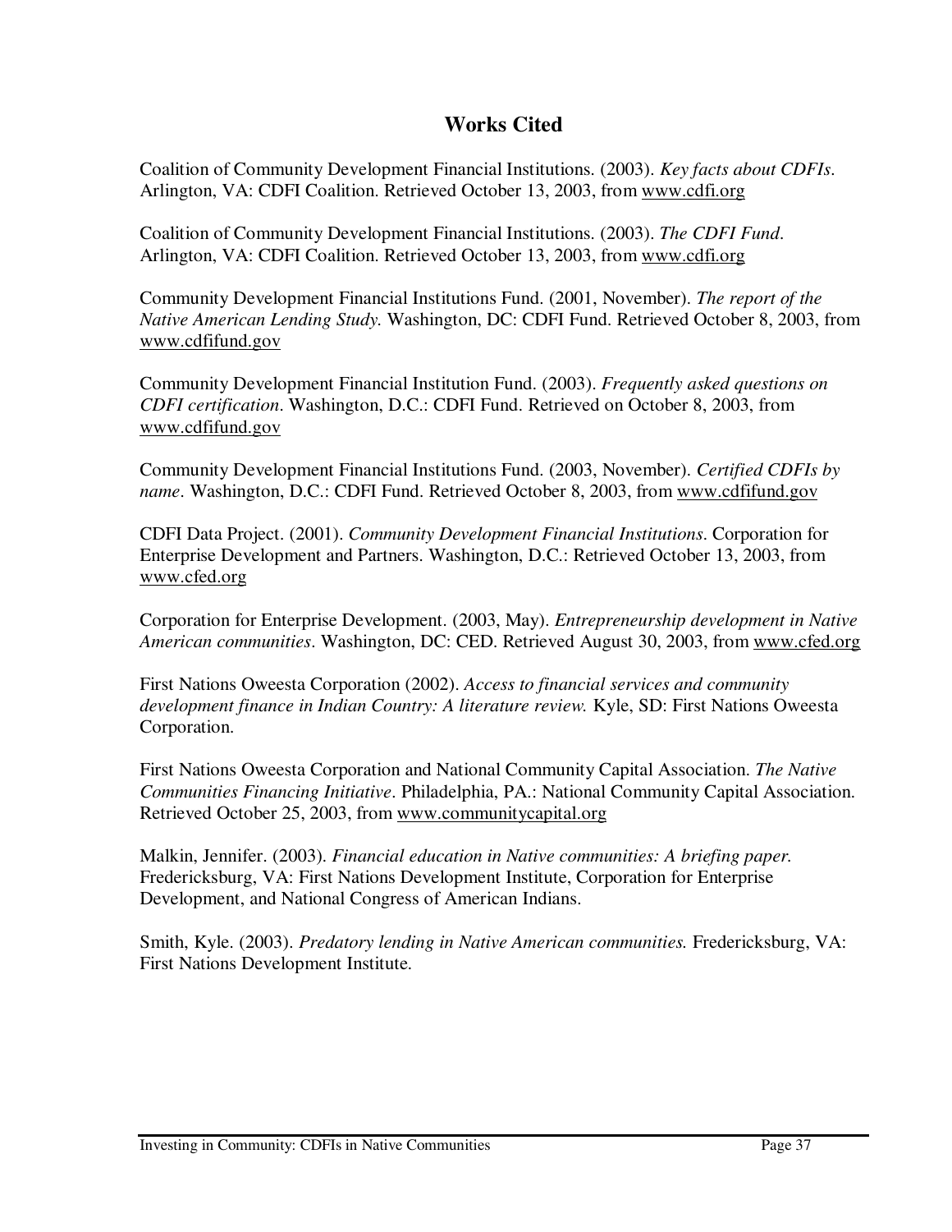## Works Cited

Coalition of Community Development Financial Institutions. (2003). *Key facts about CDFIs*. Arlington, VA: CDFI Coalition. Retrieved October 13, 2003, from www.cdfi.org

Coalition of Community Development Financial Institutions. (2003). *The CDFI Fund*. Arlington, VA: CDFI Coalition. Retrieved October 13, 2003, from www.cdfi.org

Community Development Financial Institutions Fund. (2001, November). *The report of the Native American Lending Study.* Washington, DC: CDFI Fund. Retrieved October 8, 2003, from www.cdfifund.gov

Community Development Financial Institution Fund. (2003). *Frequently asked questions on CDFI certification*. Washington, D.C.: CDFI Fund. Retrieved on October 8, 2003, from www.cdfifund.gov

Community Development Financial Institutions Fund. (2003, November). *Certified CDFIs by name*. Washington, D.C.: CDFI Fund. Retrieved October 8, 2003, from www.cdfifund.gov

CDFI Data Project. (2001). *Community Development Financial Institutions*. Corporation for Enterprise Development and Partners. Washington, D.C.: Retrieved October 13, 2003, from www.cfed.org

Corporation for Enterprise Development. (2003, May). *Entrepreneurship development in Native American communities*. Washington, DC: CED. Retrieved August 30, 2003, from www.cfed.org

First Nations Oweesta Corporation (2002). *Access to financial services and community development finance in Indian Country: A literature review.* Kyle, SD: First Nations Oweesta Corporation.

First Nations Oweesta Corporation and National Community Capital Association. *The Native Communities Financing Initiative*. Philadelphia, PA.: National Community Capital Association. Retrieved October 25, 2003, from www.communitycapital.org

Malkin, Jennifer. (2003). *Financial education in Native communities: A briefing paper.* Fredericksburg, VA: First Nations Development Institute, Corporation for Enterprise Development, and National Congress of American Indians.

Smith, Kyle. (2003). *Predatory lending in Native American communities.* Fredericksburg, VA: First Nations Development Institute.